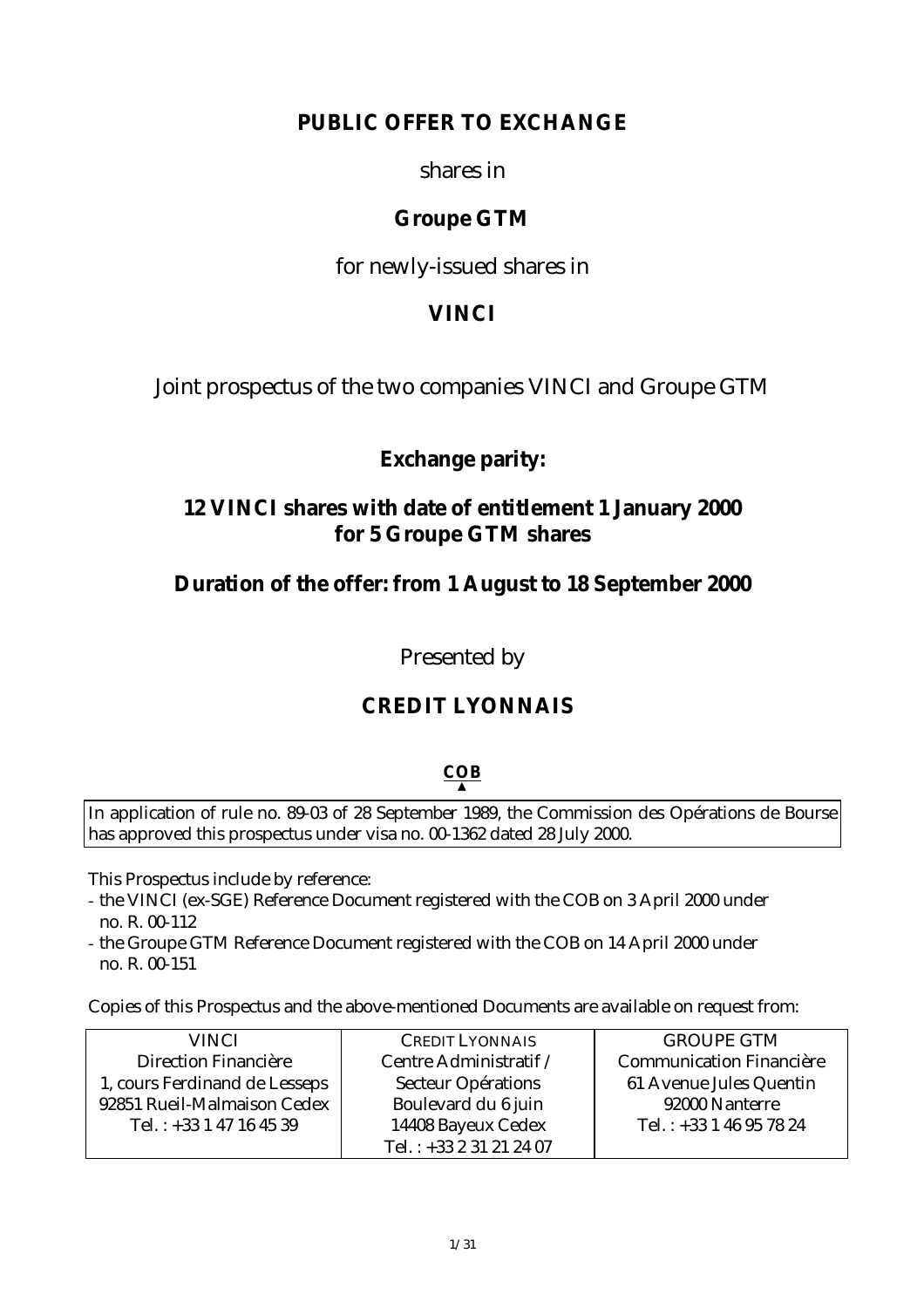# PUBLIC OFFER TO EXCHANGE

shares in

## Groupe GTM

for newly-issued shares in

## VINCI

Joint prospectus of the two companies VINCI and Groupe GTM

**Exchange parity:**

**12 VINCI shares with date of entitlement 1 January 2000 for 5 Groupe GTM shares**

**Duration of the offer: from 1 August to 18 September 2000**

Presented by

**CREDIT LYONNAIS**

**COB**

In application of rule no. 89-03 of 28 September 1989, the Commission des Opérations de Bourse has approved this prospectus under visa no. 00-1362 dated 28 July 2000.

This Prospectus include by reference:

- the VINCI (ex-SGE) Reference Document registered with the COB on 3 April 2000 under no. R. 00-112
- the Groupe GTM Reference Document registered with the COB on 14 April 2000 under no. R. 00-151

Copies of this Prospectus and the above-mentioned Documents are available on request from:

| VINCI | CREDIT LYONNAIS | GROUPE GTM |
|---|---|---|
| Direction Financière<br>1, cours Ferdinand de Lesseps<br>92851 Rueil-Malmaison Cedex<br>Tel. : +33 1 47 16 45 39 | Centre Administratif /<br>Secteur Opérations<br>Boulevard du 6 juin<br>14408 Bayeux Cedex<br>Tel. : +33 2 31 21 24 07 | Communication Financière<br>61 Avenue Jules Quentin<br>92000 Nanterre<br>Tel. : +33 1 46 95 78 24 |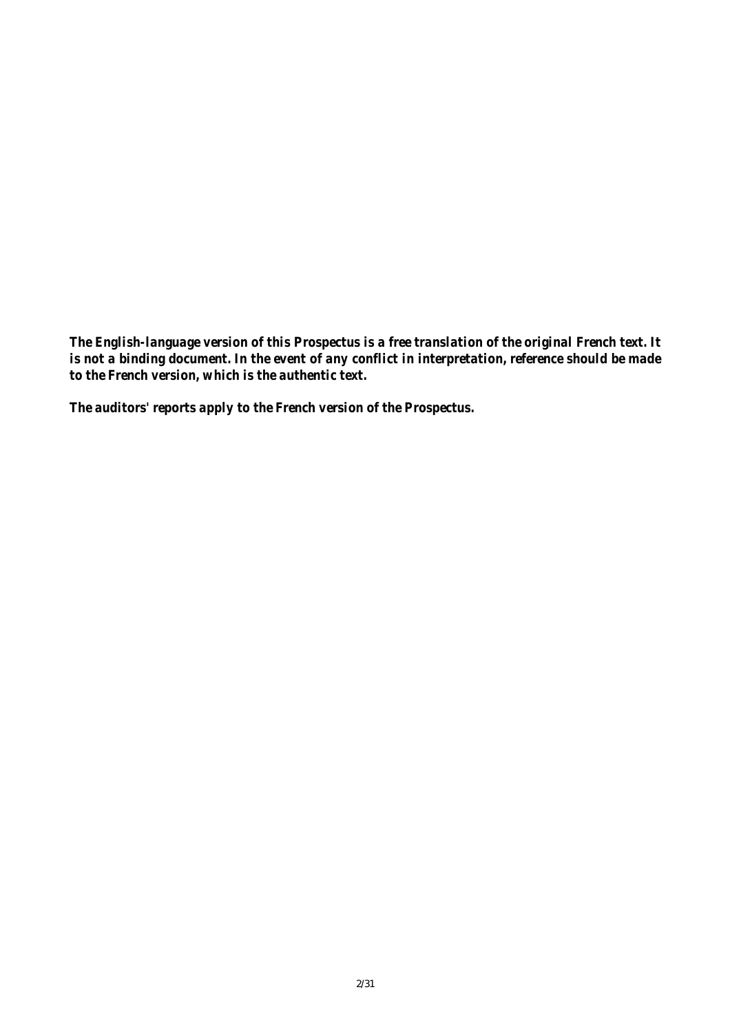***The English-language version of this Prospectus is a free translation of the original French text. It is not a binding document. In the event of any conflict in interpretation, reference should be made to the French version, which is the authentic text.***

***The auditors' reports apply to the French version of the Prospectus.***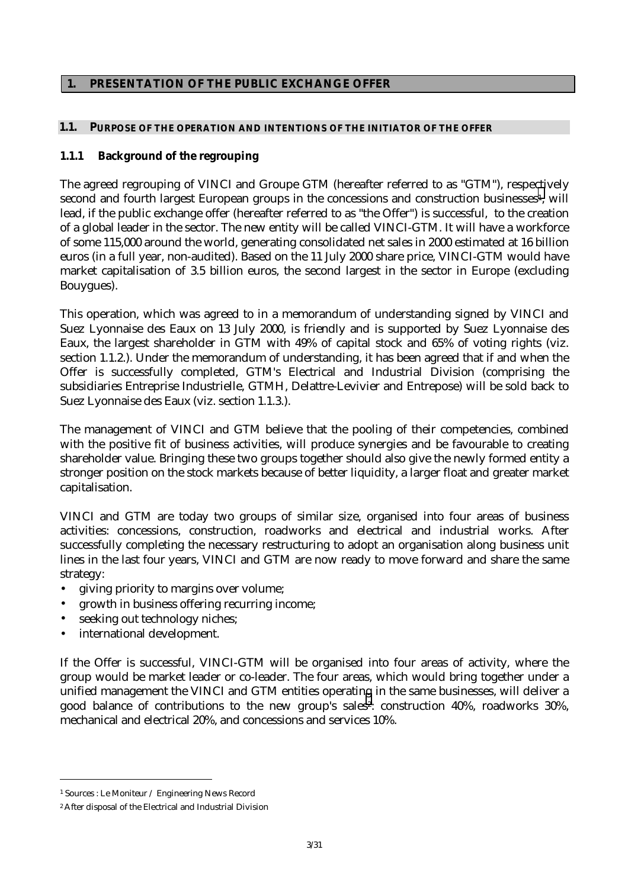# 1. PRESENTATION OF THE PUBLIC EXCHANGE OFFER

## 1.1. PURPOSE OF THE OPERATION AND INTENTIONS OF THE INITIATOR OF THE OFFER

### 1.1.1 Background of the regrouping

The agreed regrouping of VINCI and Groupe GTM (hereafter referred to as "GTM"), respectively second and fourth largest European groups in the concessions and construction businesses[1], will lead, if the public exchange offer (hereafter referred to as "the Offer") is successful, to the creation of a global leader in the sector. The new entity will be called VINCI-GTM. It will have a workforce of some 115,000 around the world, generating consolidated net sales in 2000 estimated at 16 billion euros (in a full year, non-audited). Based on the 11 July 2000 share price, VINCI-GTM would have market capitalisation of 3.5 billion euros, the second largest in the sector in Europe (excluding Bouygues).

This operation, which was agreed to in a memorandum of understanding signed by VINCI and Suez Lyonnaise des Eaux on 13 July 2000, is friendly and is supported by Suez Lyonnaise des Eaux, the largest shareholder in GTM with 49% of capital stock and 65% of voting rights (viz. section 1.1.2.). Under the memorandum of understanding, it has been agreed that if and when the Offer is successfully completed, GTM's Electrical and Industrial Division (comprising the subsidiaries Entreprise Industrielle, GTMH, Delattre-Levivier and Entrepose) will be sold back to Suez Lyonnaise des Eaux (viz. section 1.1.3.).

The management of VINCI and GTM believe that the pooling of their competencies, combined with the positive fit of business activities, will produce synergies and be favourable to creating shareholder value. Bringing these two groups together should also give the newly formed entity a stronger position on the stock markets because of better liquidity, a larger float and greater market capitalisation.

VINCI and GTM are today two groups of similar size, organised into four areas of business activities: concessions, construction, roadworks and electrical and industrial works. After successfully completing the necessary restructuring to adopt an organisation along business unit lines in the last four years, VINCI and GTM are now ready to move forward and share the same strategy:

- giving priority to margins over volume;
- growth in business offering recurring income;
- seeking out technology niches;
- international development.

If the Offer is successful, VINCI-GTM will be organised into four areas of activity, where the group would be market leader or co-leader. The four areas, which would bring together under a unified management the VINCI and GTM entities operating in the same businesses, will deliver a good balance of contributions to the new group's sales[2]: construction 40%, roadworks 30%, mechanical and electrical 20%, and concessions and services 10%.

---

[1] Sources : Le Moniteur / Engineering News Record

[2] After disposal of the Electrical and Industrial Division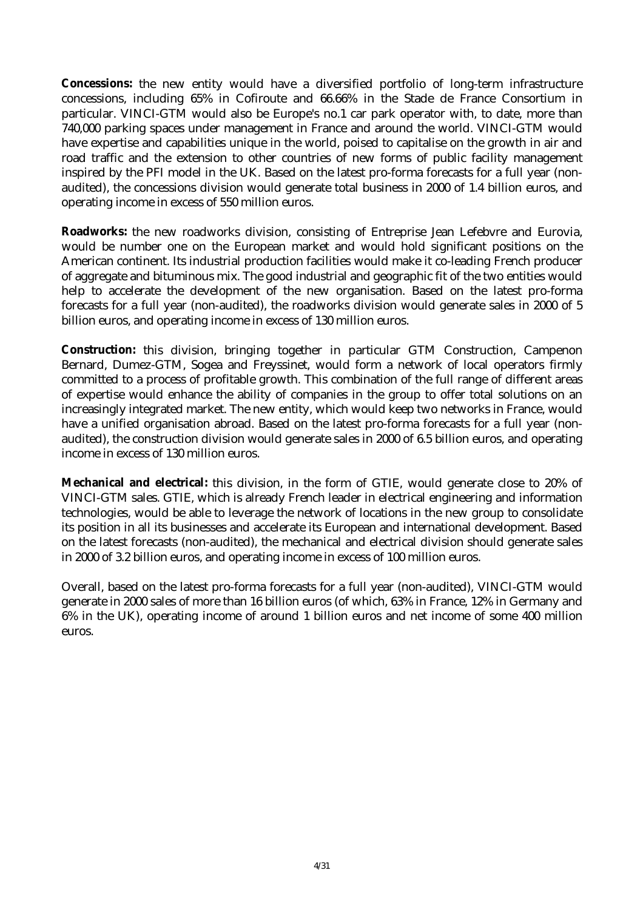**Concessions:** the new entity would have a diversified portfolio of long-term infrastructure concessions, including 65% in Cofiroute and 66.66% in the Stade de France Consortium in particular. VINCI-GTM would also be Europe's no.1 car park operator with, to date, more than 740,000 parking spaces under management in France and around the world. VINCI-GTM would have expertise and capabilities unique in the world, poised to capitalise on the growth in air and road traffic and the extension to other countries of new forms of public facility management inspired by the PFI model in the UK. Based on the latest pro-forma forecasts for a full year (non-audited), the concessions division would generate total business in 2000 of 1.4 billion euros, and operating income in excess of 550 million euros.

**Roadworks:** the new roadworks division, consisting of Entreprise Jean Lefebvre and Eurovia, would be number one on the European market and would hold significant positions on the American continent. Its industrial production facilities would make it co-leading French producer of aggregate and bituminous mix. The good industrial and geographic fit of the two entities would help to accelerate the development of the new organisation. Based on the latest pro-forma forecasts for a full year (non-audited), the roadworks division would generate sales in 2000 of 5 billion euros, and operating income in excess of 130 million euros.

**Construction:** this division, bringing together in particular GTM Construction, Campenon Bernard, Dumez-GTM, Sogea and Freyssinet, would form a network of local operators firmly committed to a process of profitable growth. This combination of the full range of different areas of expertise would enhance the ability of companies in the group to offer total solutions on an increasingly integrated market. The new entity, which would keep two networks in France, would have a unified organisation abroad. Based on the latest pro-forma forecasts for a full year (non-audited), the construction division would generate sales in 2000 of 6.5 billion euros, and operating income in excess of 130 million euros.

**Mechanical and electrical:** this division, in the form of GTIE, would generate close to 20% of VINCI-GTM sales. GTIE, which is already French leader in electrical engineering and information technologies, would be able to leverage the network of locations in the new group to consolidate its position in all its businesses and accelerate its European and international development. Based on the latest forecasts (non-audited), the mechanical and electrical division should generate sales in 2000 of 3.2 billion euros, and operating income in excess of 100 million euros.

Overall, based on the latest pro-forma forecasts for a full year (non-audited), VINCI-GTM would generate in 2000 sales of more than 16 billion euros (of which, 63% in France, 12% in Germany and 6% in the UK), operating income of around 1 billion euros and net income of some 400 million euros.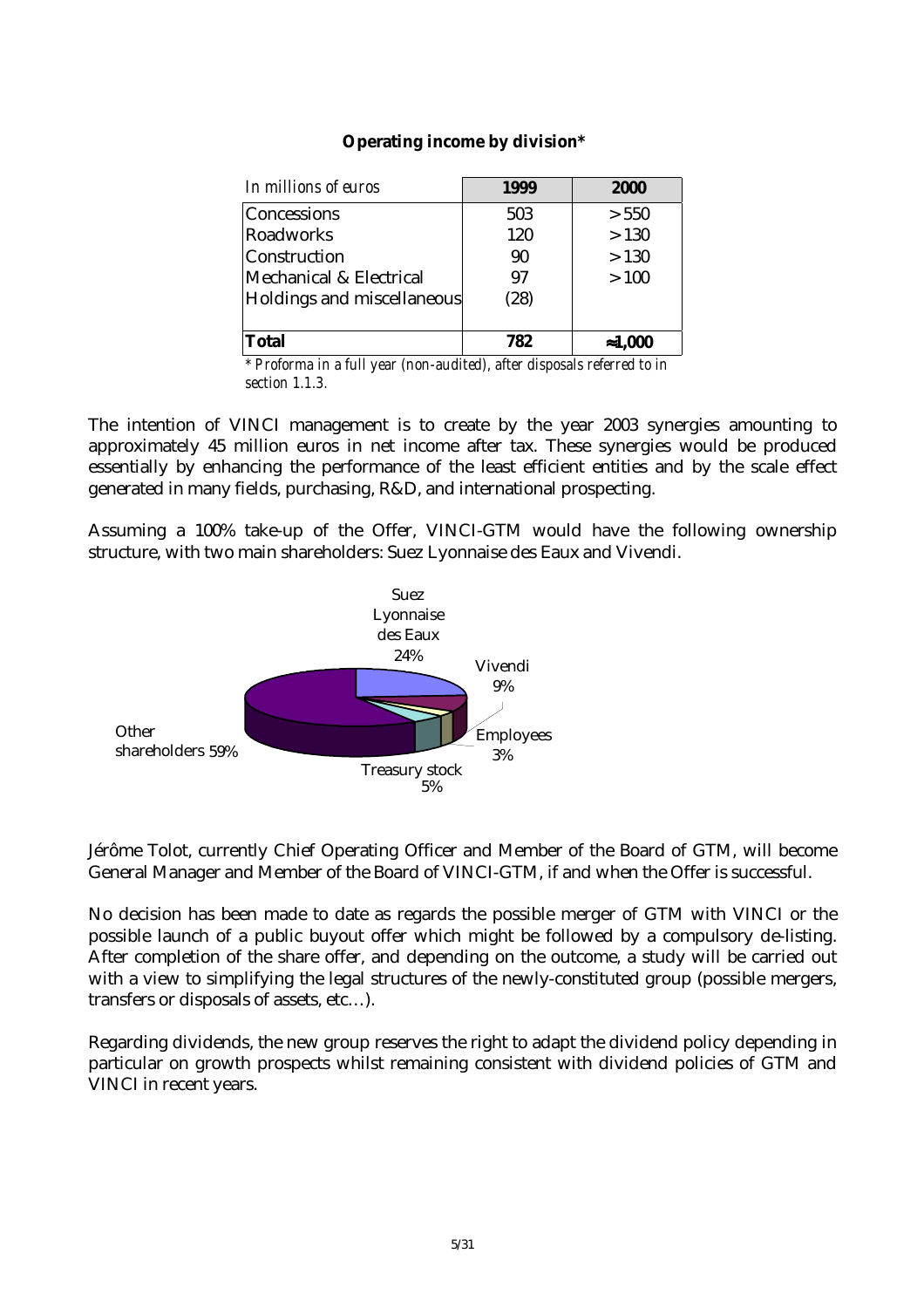**Operating income by division***

| *In millions of euros* | 1999 | 2000 |
|---|---|---|
| Concessions | 503 | > 550 |
| Roadworks | 120 | > 130 |
| Construction | 90 | > 130 |
| Mechanical & Electrical | 97 | > 100 |
| Holdings and miscellaneous | (28) | |
| **Total** | **782** | **≈1,000** |

*\* Proforma in a full year (non-audited), after disposals referred to in section 1.1.3.*

The intention of VINCI management is to create by the year 2003 synergies amounting to approximately 45 million euros in net income after tax. These synergies would be produced essentially by enhancing the performance of the least efficient entities and by the scale effect generated in many fields, purchasing, R&D, and international prospecting.

Assuming a 100% take-up of the Offer, VINCI-GTM would have the following ownership structure, with two main shareholders: Suez Lyonnaise des Eaux and Vivendi.

Suez Lyonnaise des Eaux 24%
Vivendi 9%
Employees 3%
Treasury stock 5%
Other shareholders 59%

Jérôme Tolot, currently Chief Operating Officer and Member of the Board of GTM, will become General Manager and Member of the Board of VINCI-GTM, if and when the Offer is successful.

No decision has been made to date as regards the possible merger of GTM with VINCI or the possible launch of a public buyout offer which might be followed by a compulsory de-listing. After completion of the share offer, and depending on the outcome, a study will be carried out with a view to simplifying the legal structures of the newly-constituted group (possible mergers, transfers or disposals of assets, etc…).

Regarding dividends, the new group reserves the right to adapt the dividend policy depending in particular on growth prospects whilst remaining consistent with dividend policies of GTM and VINCI in recent years.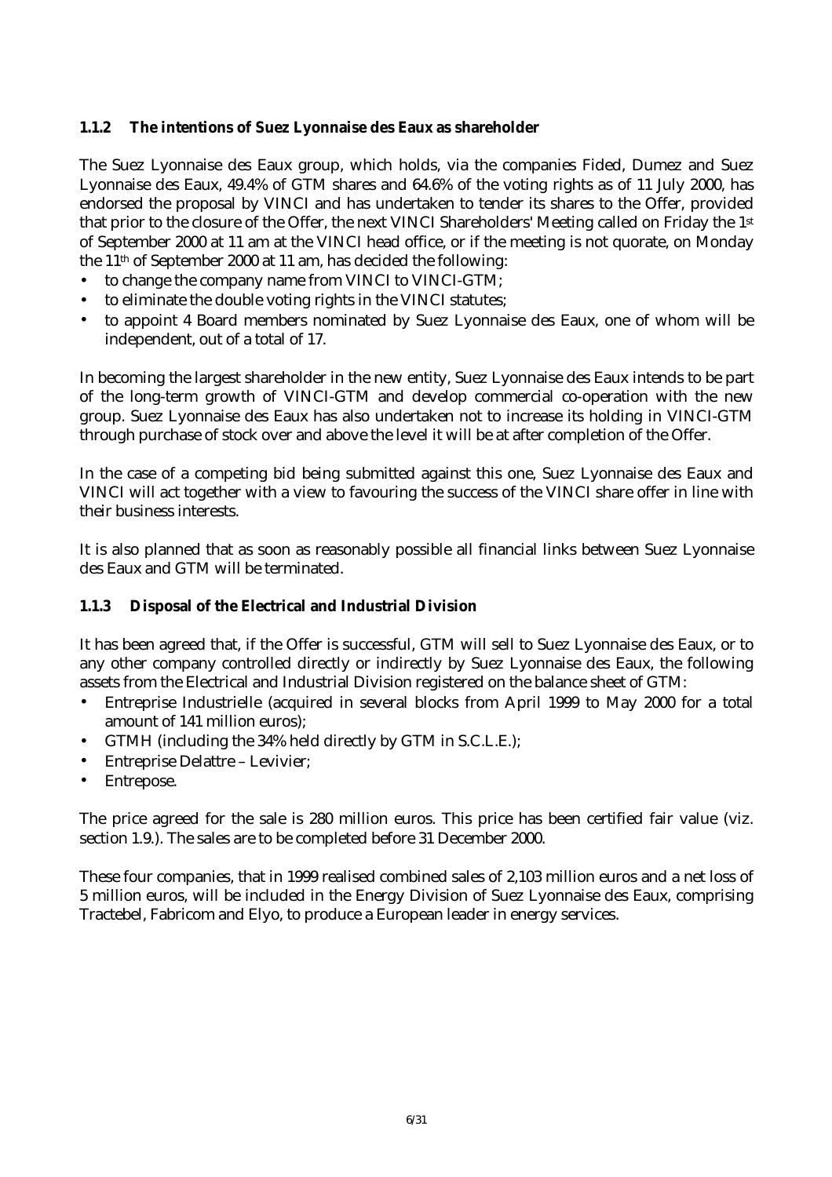### 1.1.2 The intentions of Suez Lyonnaise des Eaux as shareholder

The Suez Lyonnaise des Eaux group, which holds, via the companies Fided, Dumez and Suez Lyonnaise des Eaux, 49.4% of GTM shares and 64.6% of the voting rights as of 11 July 2000, has endorsed the proposal by VINCI and has undertaken to tender its shares to the Offer, provided that prior to the closure of the Offer, the next VINCI Shareholders' Meeting called on Friday the 1st of September 2000 at 11 am at the VINCI head office, or if the meeting is not quorate, on Monday the 11th of September 2000 at 11 am, has decided the following:

- to change the company name from VINCI to VINCI-GTM;
- to eliminate the double voting rights in the VINCI statutes;
- to appoint 4 Board members nominated by Suez Lyonnaise des Eaux, one of whom will be independent, out of a total of 17.

In becoming the largest shareholder in the new entity, Suez Lyonnaise des Eaux intends to be part of the long-term growth of VINCI-GTM and develop commercial co-operation with the new group. Suez Lyonnaise des Eaux has also undertaken not to increase its holding in VINCI-GTM through purchase of stock over and above the level it will be at after completion of the Offer.

In the case of a competing bid being submitted against this one, Suez Lyonnaise des Eaux and VINCI will act together with a view to favouring the success of the VINCI share offer in line with their business interests.

It is also planned that as soon as reasonably possible all financial links between Suez Lyonnaise des Eaux and GTM will be terminated.

### 1.1.3 Disposal of the Electrical and Industrial Division

It has been agreed that, if the Offer is successful, GTM will sell to Suez Lyonnaise des Eaux, or to any other company controlled directly or indirectly by Suez Lyonnaise des Eaux, the following assets from the Electrical and Industrial Division registered on the balance sheet of GTM:

- Entreprise Industrielle (acquired in several blocks from April 1999 to May 2000 for a total amount of 141 million euros);
- GTMH (including the 34% held directly by GTM in S.C.L.E.);
- Entreprise Delattre – Levivier;
- Entrepose.

The price agreed for the sale is 280 million euros. This price has been certified fair value (viz. section 1.9.). The sales are to be completed before 31 December 2000.

These four companies, that in 1999 realised combined sales of 2,103 million euros and a net loss of 5 million euros, will be included in the Energy Division of Suez Lyonnaise des Eaux, comprising Tractebel, Fabricom and Elyo, to produce a European leader in energy services.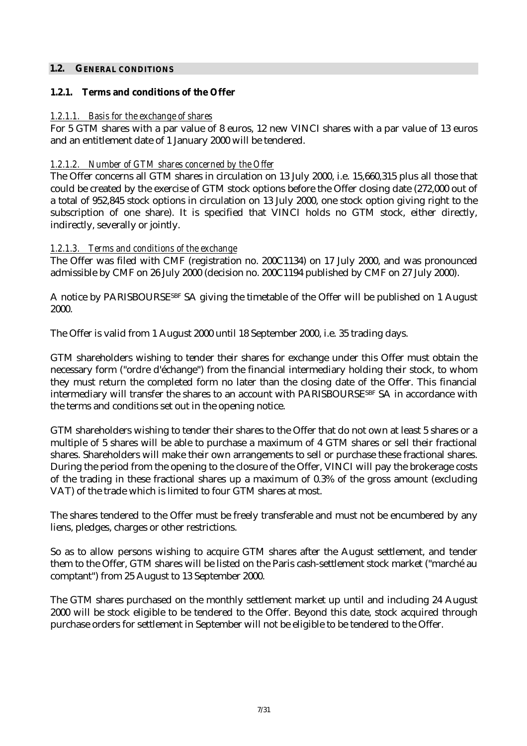## 1.2. GENERAL CONDITIONS

### 1.2.1. Terms and conditions of the Offer

#### *1.2.1.1. Basis for the exchange of shares*

For 5 GTM shares with a par value of 8 euros, 12 new VINCI shares with a par value of 13 euros and an entitlement date of 1 January 2000 will be tendered.

#### *1.2.1.2. Number of GTM shares concerned by the Offer*

The Offer concerns all GTM shares in circulation on 13 July 2000, i.e. 15,660,315 plus all those that could be created by the exercise of GTM stock options before the Offer closing date (272,000 out of a total of 952,845 stock options in circulation on 13 July 2000, one stock option giving right to the subscription of one share). It is specified that VINCI holds no GTM stock, either directly, indirectly, severally or jointly.

#### *1.2.1.3. Terms and conditions of the exchange*

The Offer was filed with CMF (registration no. 200C1134) on 17 July 2000, and was pronounced admissible by CMF on 26 July 2000 (decision no. 200C1194 published by CMF on 27 July 2000).

A notice by PARISBOURSE[SBF] SA giving the timetable of the Offer will be published on 1 August 2000.

The Offer is valid from 1 August 2000 until 18 September 2000, i.e. 35 trading days.

GTM shareholders wishing to tender their shares for exchange under this Offer must obtain the necessary form ("ordre d'échange") from the financial intermediary holding their stock, to whom they must return the completed form no later than the closing date of the Offer. This financial intermediary will transfer the shares to an account with PARISBOURSE[SBF] SA in accordance with the terms and conditions set out in the opening notice.

GTM shareholders wishing to tender their shares to the Offer that do not own at least 5 shares or a multiple of 5 shares will be able to purchase a maximum of 4 GTM shares or sell their fractional shares. Shareholders will make their own arrangements to sell or purchase these fractional shares. During the period from the opening to the closure of the Offer, VINCI will pay the brokerage costs of the trading in these fractional shares up a maximum of 0.3% of the gross amount (excluding VAT) of the trade which is limited to four GTM shares at most.

The shares tendered to the Offer must be freely transferable and must not be encumbered by any liens, pledges, charges or other restrictions.

So as to allow persons wishing to acquire GTM shares after the August settlement, and tender them to the Offer, GTM shares will be listed on the Paris cash-settlement stock market ("marché au comptant") from 25 August to 13 September 2000.

The GTM shares purchased on the monthly settlement market up until and including 24 August 2000 will be stock eligible to be tendered to the Offer. Beyond this date, stock acquired through purchase orders for settlement in September will not be eligible to be tendered to the Offer.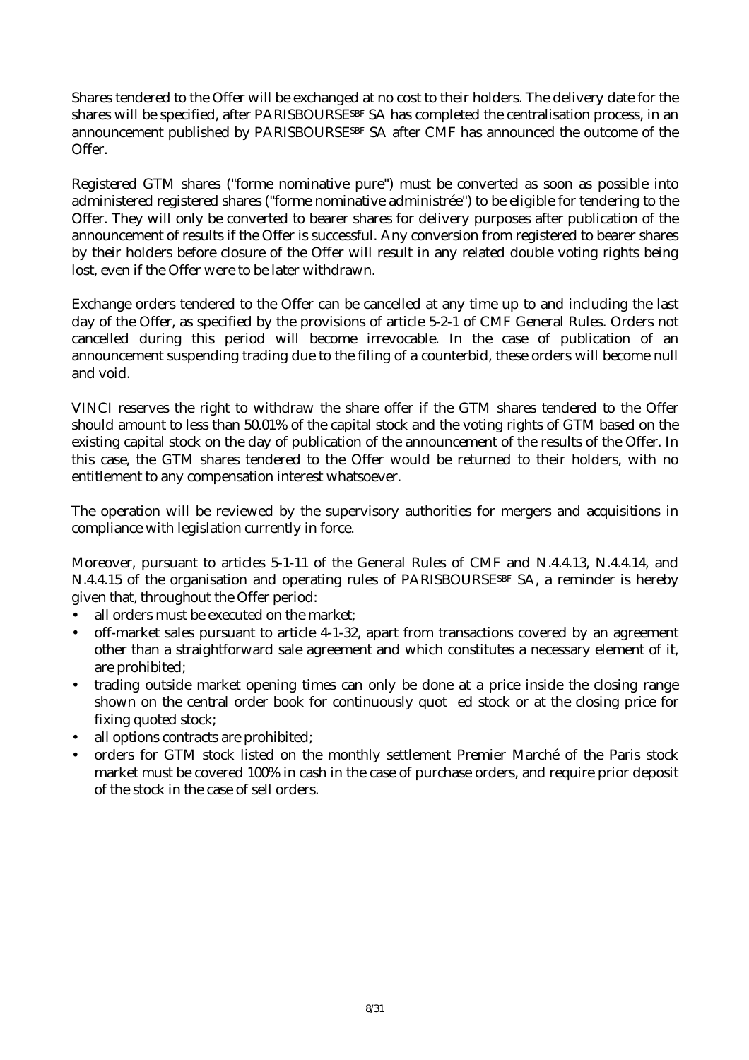Shares tendered to the Offer will be exchanged at no cost to their holders. The delivery date for the shares will be specified, after PARISBOURSE[SBF] SA has completed the centralisation process, in an announcement published by PARISBOURSE[SBF] SA after CMF has announced the outcome of the Offer.

Registered GTM shares ("forme nominative pure") must be converted as soon as possible into administered registered shares ("forme nominative administrée") to be eligible for tendering to the Offer. They will only be converted to bearer shares for delivery purposes after publication of the announcement of results if the Offer is successful. Any conversion from registered to bearer shares by their holders before closure of the Offer will result in any related double voting rights being lost, even if the Offer were to be later withdrawn.

Exchange orders tendered to the Offer can be cancelled at any time up to and including the last day of the Offer, as specified by the provisions of article 5-2-1 of CMF General Rules. Orders not cancelled during this period will become irrevocable. In the case of publication of an announcement suspending trading due to the filing of a counterbid, these orders will become null and void.

VINCI reserves the right to withdraw the share offer if the GTM shares tendered to the Offer should amount to less than 50.01% of the capital stock and the voting rights of GTM based on the existing capital stock on the day of publication of the announcement of the results of the Offer. In this case, the GTM shares tendered to the Offer would be returned to their holders, with no entitlement to any compensation interest whatsoever.

The operation will be reviewed by the supervisory authorities for mergers and acquisitions in compliance with legislation currently in force.

Moreover, pursuant to articles 5-1-11 of the General Rules of CMF and N.4.4.13, N.4.4.14, and N.4.4.15 of the organisation and operating rules of PARISBOURSE[SBF] SA, a reminder is hereby given that, throughout the Offer period:

- all orders must be executed on the market;
- off-market sales pursuant to article 4-1-32, apart from transactions covered by an agreement other than a straightforward sale agreement and which constitutes a necessary element of it, are prohibited;
- trading outside market opening times can only be done at a price inside the closing range shown on the central order book for continuously quot ed stock or at the closing price for fixing quoted stock;
- all options contracts are prohibited;
- orders for GTM stock listed on the monthly settlement Premier Marché of the Paris stock market must be covered 100% in cash in the case of purchase orders, and require prior deposit of the stock in the case of sell orders.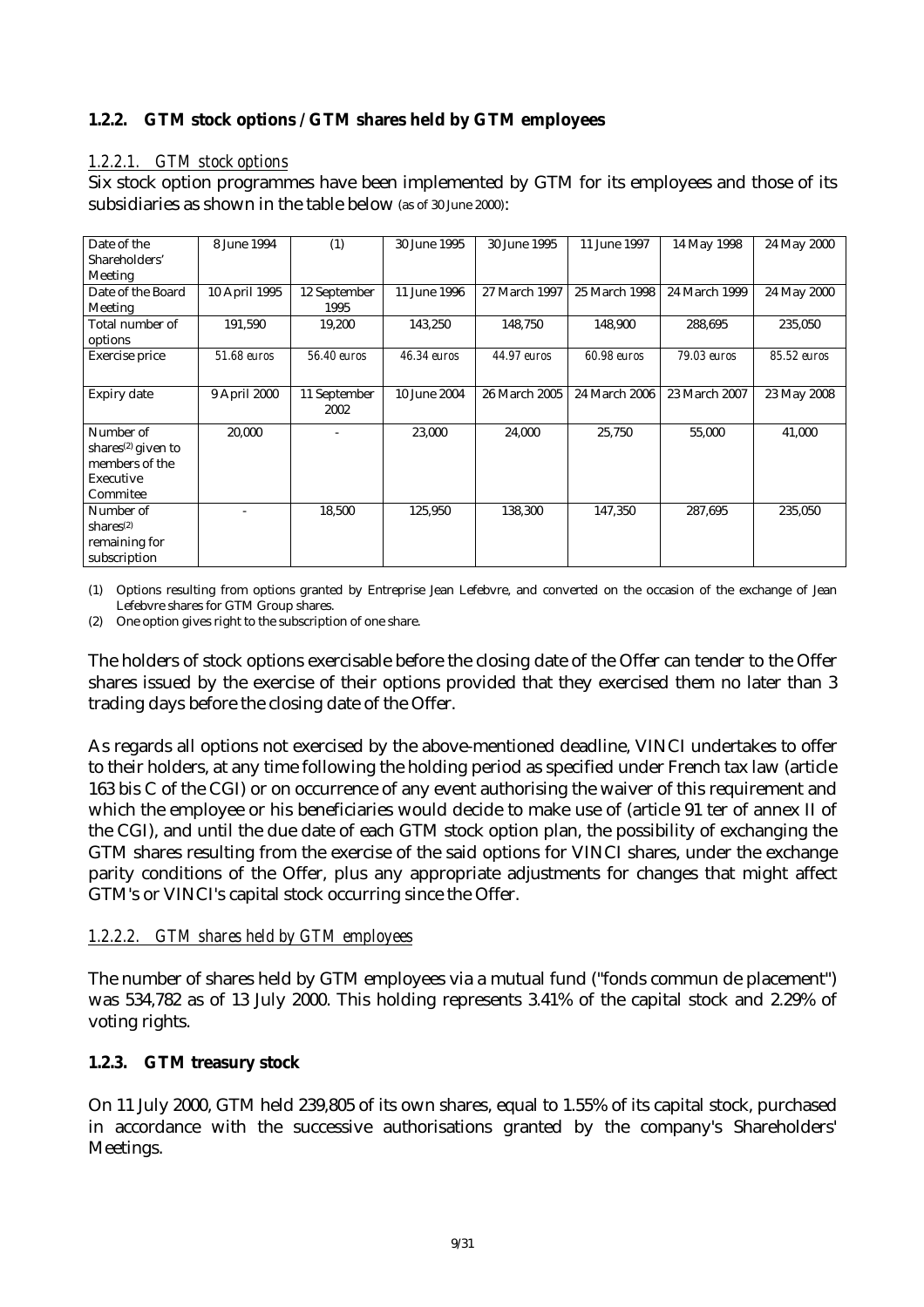### 1.2.2. GTM stock options / GTM shares held by GTM employees

#### *1.2.2.1. GTM stock options*

Six stock option programmes have been implemented by GTM for its employees and those of its subsidiaries as shown in the table below (as of 30 June 2000):

| Date of the Shareholders' Meeting | 8 June 1994 | (1) | 30 June 1995 | 30 June 1995 | 11 June 1997 | 14 May 1998 | 24 May 2000 |
|---|---|---|---|---|---|---|---|
| Date of the Board Meeting | 10 April 1995 | 12 September 1995 | 11 June 1996 | 27 March 1997 | 25 March 1998 | 24 March 1999 | 24 May 2000 |
| Total number of options | 191,590 | 19,200 | 143,250 | 148,750 | 148,900 | 288,695 | 235,050 |
| Exercise price | *51.68 euros* | *56.40 euros* | *46.34 euros* | *44.97 euros* | *60.98 euros* | *79.03 euros* | *85.52 euros* |
| Expiry date | 9 April 2000 | 11 September 2002 | 10 June 2004 | 26 March 2005 | 24 March 2006 | 23 March 2007 | 23 May 2008 |
| Number of shares[2] given to members of the Executive Commitee | 20,000 | - | 23,000 | 24,000 | 25,750 | 55,000 | 41,000 |
| Number of shares[2] remaining for subscription | - | 18,500 | 125,950 | 138,300 | 147,350 | 287,695 | 235,050 |

(1) Options resulting from options granted by Entreprise Jean Lefebvre, and converted on the occasion of the exchange of Jean Lefebvre shares for GTM Group shares.

(2) One option gives right to the subscription of one share.

The holders of stock options exercisable before the closing date of the Offer can tender to the Offer shares issued by the exercise of their options provided that they exercised them no later than 3 trading days before the closing date of the Offer.

As regards all options not exercised by the above-mentioned deadline, VINCI undertakes to offer to their holders, at any time following the holding period as specified under French tax law (article 163 bis C of the CGI) or on occurrence of any event authorising the waiver of this requirement and which the employee or his beneficiaries would decide to make use of (article 91 ter of annex II of the CGI), and until the due date of each GTM stock option plan, the possibility of exchanging the GTM shares resulting from the exercise of the said options for VINCI shares, under the exchange parity conditions of the Offer, plus any appropriate adjustments for changes that might affect GTM's or VINCI's capital stock occurring since the Offer.

#### *1.2.2.2. GTM shares held by GTM employees*

The number of shares held by GTM employees via a mutual fund ("fonds commun de placement") was 534,782 as of 13 July 2000. This holding represents 3.41% of the capital stock and 2.29% of voting rights.

### 1.2.3. GTM treasury stock

On 11 July 2000, GTM held 239,805 of its own shares, equal to 1.55% of its capital stock, purchased in accordance with the successive authorisations granted by the company's Shareholders' Meetings.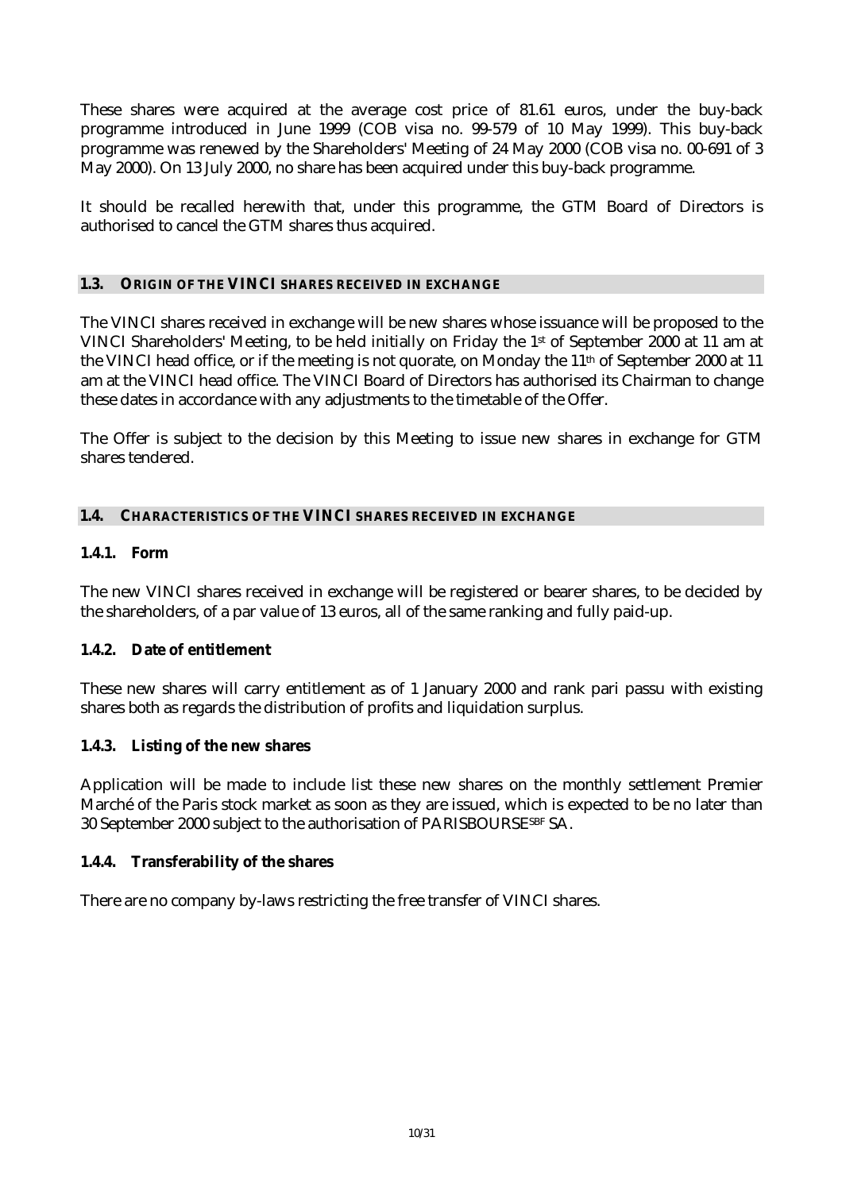These shares were acquired at the average cost price of 81.61 euros, under the buy-back programme introduced in June 1999 (COB visa no. 99-579 of 10 May 1999). This buy-back programme was renewed by the Shareholders' Meeting of 24 May 2000 (COB visa no. 00-691 of 3 May 2000). On 13 July 2000, no share has been acquired under this buy-back programme.

It should be recalled herewith that, under this programme, the GTM Board of Directors is authorised to cancel the GTM shares thus acquired.

## 1.3. ORIGIN OF THE VINCI SHARES RECEIVED IN EXCHANGE

The VINCI shares received in exchange will be new shares whose issuance will be proposed to the VINCI Shareholders' Meeting, to be held initially on Friday the 1st of September 2000 at 11 am at the VINCI head office, or if the meeting is not quorate, on Monday the 11th of September 2000 at 11 am at the VINCI head office. The VINCI Board of Directors has authorised its Chairman to change these dates in accordance with any adjustments to the timetable of the Offer.

The Offer is subject to the decision by this Meeting to issue new shares in exchange for GTM shares tendered.

## 1.4. CHARACTERISTICS OF THE VINCI SHARES RECEIVED IN EXCHANGE

### 1.4.1. Form

The new VINCI shares received in exchange will be registered or bearer shares, to be decided by the shareholders, of a par value of 13 euros, all of the same ranking and fully paid-up.

### 1.4.2. Date of entitlement

These new shares will carry entitlement as of 1 January 2000 and rank pari passu with existing shares both as regards the distribution of profits and liquidation surplus.

### 1.4.3. Listing of the new shares

Application will be made to include list these new shares on the monthly settlement Premier Marché of the Paris stock market as soon as they are issued, which is expected to be no later than 30 September 2000 subject to the authorisation of PARISBOURSE[SBF] SA.

### 1.4.4. Transferability of the shares

There are no company by-laws restricting the free transfer of VINCI shares.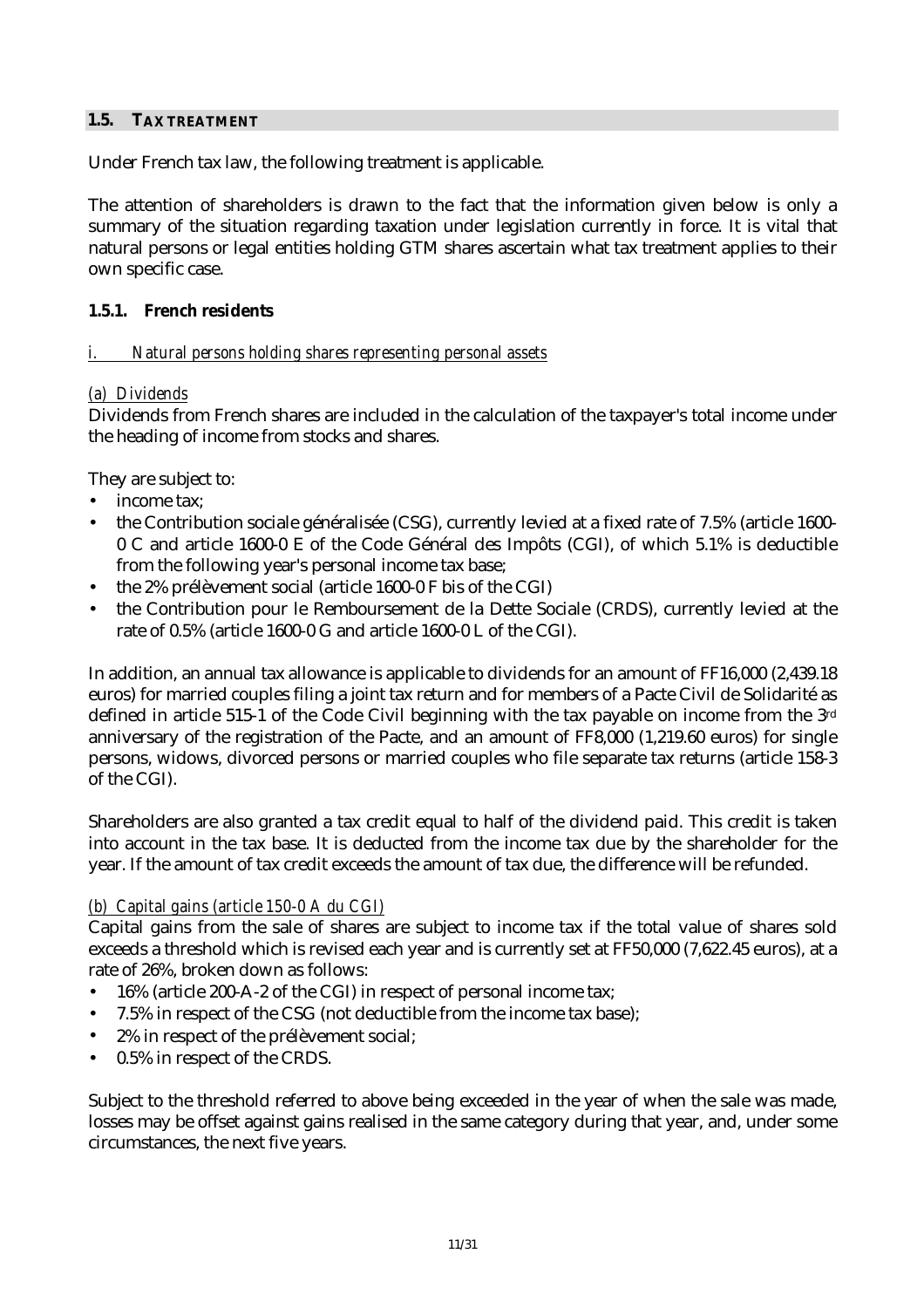## 1.5. TAX TREATMENT

Under French tax law, the following treatment is applicable.

The attention of shareholders is drawn to the fact that the information given below is only a summary of the situation regarding taxation under legislation currently in force. It is vital that natural persons or legal entities holding GTM shares ascertain what tax treatment applies to their own specific case.

### 1.5.1. French residents

#### *i. Natural persons holding shares representing personal assets*

*(a) Dividends*

Dividends from French shares are included in the calculation of the taxpayer's total income under the heading of income from stocks and shares.

They are subject to:

- income tax;
- the Contribution sociale généralisée (CSG), currently levied at a fixed rate of 7.5% (article 1600-0 C and article 1600-0 E of the Code Général des Impôts (CGI), of which 5.1% is deductible from the following year's personal income tax base;
- the 2% prélèvement social (article 1600-0 F bis of the CGI)
- the Contribution pour le Remboursement de la Dette Sociale (CRDS), currently levied at the rate of 0.5% (article 1600-0 G and article 1600-0 L of the CGI).

In addition, an annual tax allowance is applicable to dividends for an amount of FF16,000 (2,439.18 euros) for married couples filing a joint tax return and for members of a Pacte Civil de Solidarité as defined in article 515-1 of the Code Civil beginning with the tax payable on income from the 3rd anniversary of the registration of the Pacte, and an amount of FF8,000 (1,219.60 euros) for single persons, widows, divorced persons or married couples who file separate tax returns (article 158-3 of the CGI).

Shareholders are also granted a tax credit equal to half of the dividend paid. This credit is taken into account in the tax base. It is deducted from the income tax due by the shareholder for the year. If the amount of tax credit exceeds the amount of tax due, the difference will be refunded.

*(b) Capital gains (article 150-0 A du CGI)*

Capital gains from the sale of shares are subject to income tax if the total value of shares sold exceeds a threshold which is revised each year and is currently set at FF50,000 (7,622.45 euros), at a rate of 26%, broken down as follows:

- 16% (article 200-A-2 of the CGI) in respect of personal income tax;
- 7.5% in respect of the CSG (not deductible from the income tax base);
- 2% in respect of the prélèvement social;
- 0.5% in respect of the CRDS.

Subject to the threshold referred to above being exceeded in the year of when the sale was made, losses may be offset against gains realised in the same category during that year, and, under some circumstances, the next five years.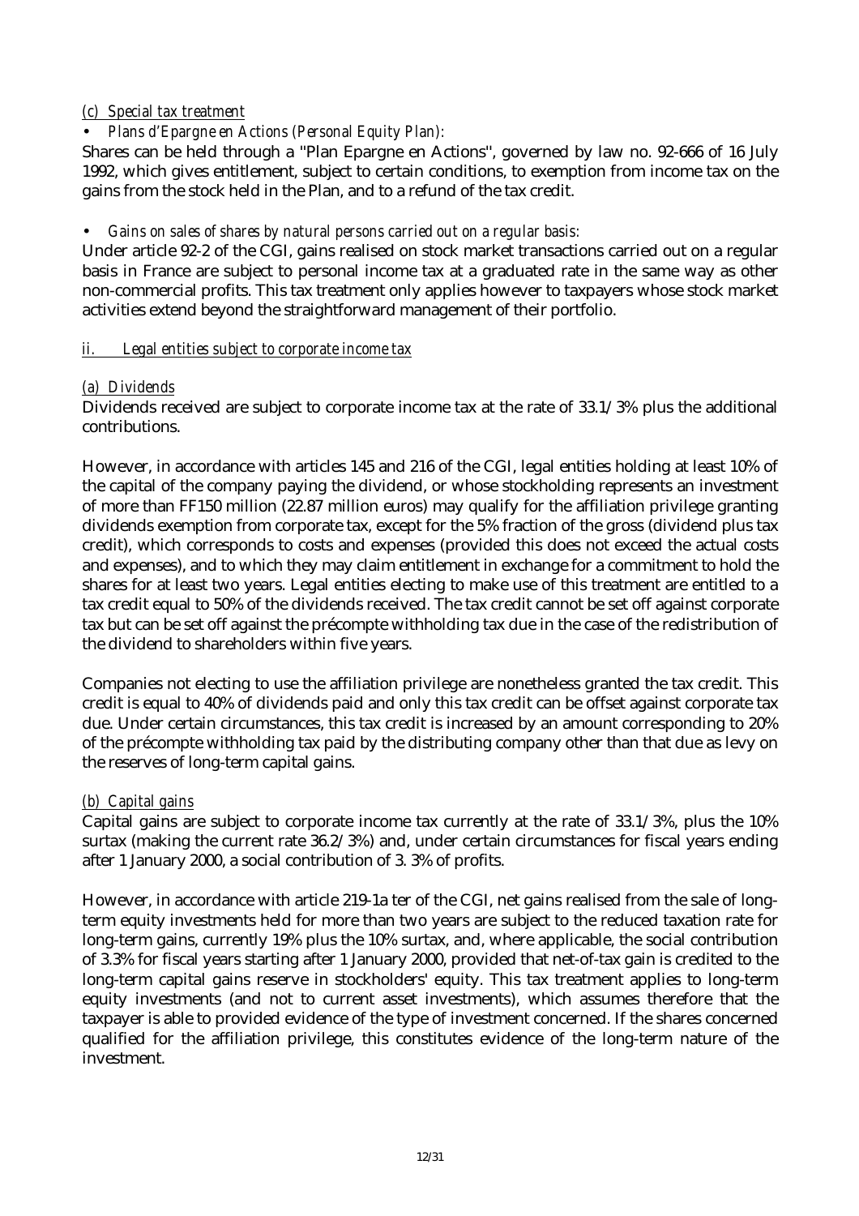*(c) Special tax treatment*

- *Plans d'Epargne en Actions (Personal Equity Plan):*

Shares can be held through a "Plan Epargne en Actions", governed by law no. 92-666 of 16 July 1992, which gives entitlement, subject to certain conditions, to exemption from income tax on the gains from the stock held in the Plan, and to a refund of the tax credit.

- *Gains on sales of shares by natural persons carried out on a regular basis:*

Under article 92-2 of the CGI, gains realised on stock market transactions carried out on a regular basis in France are subject to personal income tax at a graduated rate in the same way as other non-commercial profits. This tax treatment only applies however to taxpayers whose stock market activities extend beyond the straightforward management of their portfolio.

*ii. Legal entities subject to corporate income tax*

*(a) Dividends*

Dividends received are subject to corporate income tax at the rate of 33.1/3% plus the additional contributions.

However, in accordance with articles 145 and 216 of the CGI, legal entities holding at least 10% of the capital of the company paying the dividend, or whose stockholding represents an investment of more than FF150 million (22.87 million euros) may qualify for the affiliation privilege granting dividends exemption from corporate tax, except for the 5% fraction of the gross (dividend plus tax credit), which corresponds to costs and expenses (provided this does not exceed the actual costs and expenses), and to which they may claim entitlement in exchange for a commitment to hold the shares for at least two years. Legal entities electing to make use of this treatment are entitled to a tax credit equal to 50% of the dividends received. The tax credit cannot be set off against corporate tax but can be set off against the précompte withholding tax due in the case of the redistribution of the dividend to shareholders within five years.

Companies not electing to use the affiliation privilege are nonetheless granted the tax credit. This credit is equal to 40% of dividends paid and only this tax credit can be offset against corporate tax due. Under certain circumstances, this tax credit is increased by an amount corresponding to 20% of the précompte withholding tax paid by the distributing company other than that due as levy on the reserves of long-term capital gains.

*(b) Capital gains*

Capital gains are subject to corporate income tax currently at the rate of 33.1/3%, plus the 10% surtax (making the current rate 36.2/3%) and, under certain circumstances for fiscal years ending after 1 January 2000, a social contribution of 3. 3% of profits.

However, in accordance with article 219-1a ter of the CGI, net gains realised from the sale of long-term equity investments held for more than two years are subject to the reduced taxation rate for long-term gains, currently 19% plus the 10% surtax, and, where applicable, the social contribution of 3.3% for fiscal years starting after 1 January 2000, provided that net-of-tax gain is credited to the long-term capital gains reserve in stockholders' equity. This tax treatment applies to long-term equity investments (and not to current asset investments), which assumes therefore that the taxpayer is able to provided evidence of the type of investment concerned. If the shares concerned qualified for the affiliation privilege, this constitutes evidence of the long-term nature of the investment.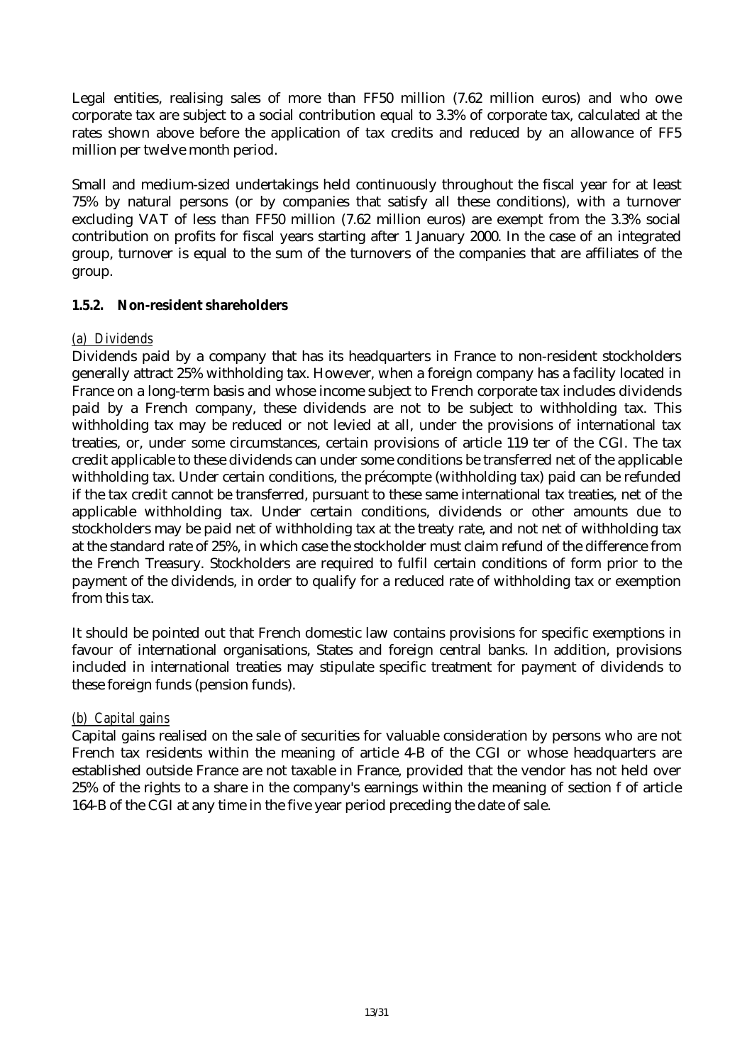Legal entities, realising sales of more than FF50 million (7.62 million euros) and who owe corporate tax are subject to a social contribution equal to 3.3% of corporate tax, calculated at the rates shown above before the application of tax credits and reduced by an allowance of FF5 million per twelve month period.

Small and medium-sized undertakings held continuously throughout the fiscal year for at least 75% by natural persons (or by companies that satisfy all these conditions), with a turnover excluding VAT of less than FF50 million (7.62 million euros) are exempt from the 3.3% social contribution on profits for fiscal years starting after 1 January 2000. In the case of an integrated group, turnover is equal to the sum of the turnovers of the companies that are affiliates of the group.

### 1.5.2. Non-resident shareholders

*(a) Dividends*

Dividends paid by a company that has its headquarters in France to non-resident stockholders generally attract 25% withholding tax. However, when a foreign company has a facility located in France on a long-term basis and whose income subject to French corporate tax includes dividends paid by a French company, these dividends are not to be subject to withholding tax. This withholding tax may be reduced or not levied at all, under the provisions of international tax treaties, or, under some circumstances, certain provisions of article 119 ter of the CGI. The tax credit applicable to these dividends can under some conditions be transferred net of the applicable withholding tax. Under certain conditions, the précompte (withholding tax) paid can be refunded if the tax credit cannot be transferred, pursuant to these same international tax treaties, net of the applicable withholding tax. Under certain conditions, dividends or other amounts due to stockholders may be paid net of withholding tax at the treaty rate, and not net of withholding tax at the standard rate of 25%, in which case the stockholder must claim refund of the difference from the French Treasury. Stockholders are required to fulfil certain conditions of form prior to the payment of the dividends, in order to qualify for a reduced rate of withholding tax or exemption from this tax.

It should be pointed out that French domestic law contains provisions for specific exemptions in favour of international organisations, States and foreign central banks. In addition, provisions included in international treaties may stipulate specific treatment for payment of dividends to these foreign funds (pension funds).

*(b) Capital gains*

Capital gains realised on the sale of securities for valuable consideration by persons who are not French tax residents within the meaning of article 4-B of the CGI or whose headquarters are established outside France are not taxable in France, provided that the vendor has not held over 25% of the rights to a share in the company's earnings within the meaning of section f of article 164-B of the CGI at any time in the five year period preceding the date of sale.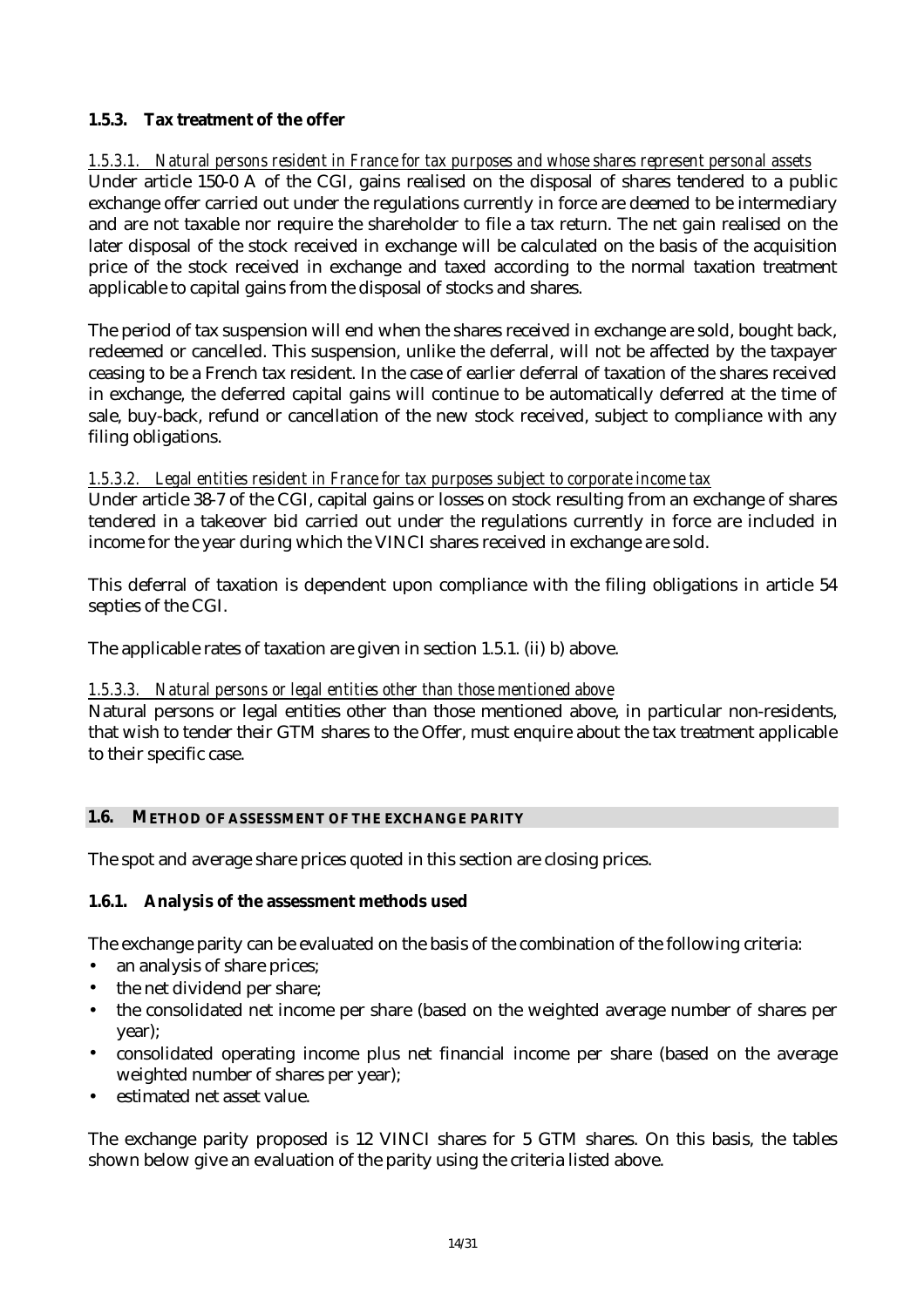### 1.5.3. Tax treatment of the offer

#### *1.5.3.1. Natural persons resident in France for tax purposes and whose shares represent personal assets*

Under article 150-0 A of the CGI, gains realised on the disposal of shares tendered to a public exchange offer carried out under the regulations currently in force are deemed to be intermediary and are not taxable nor require the shareholder to file a tax return. The net gain realised on the later disposal of the stock received in exchange will be calculated on the basis of the acquisition price of the stock received in exchange and taxed according to the normal taxation treatment applicable to capital gains from the disposal of stocks and shares.

The period of tax suspension will end when the shares received in exchange are sold, bought back, redeemed or cancelled. This suspension, unlike the deferral, will not be affected by the taxpayer ceasing to be a French tax resident. In the case of earlier deferral of taxation of the shares received in exchange, the deferred capital gains will continue to be automatically deferred at the time of sale, buy-back, refund or cancellation of the new stock received, subject to compliance with any filing obligations.

#### *1.5.3.2. Legal entities resident in France for tax purposes subject to corporate income tax*

Under article 38-7 of the CGI, capital gains or losses on stock resulting from an exchange of shares tendered in a takeover bid carried out under the regulations currently in force are included in income for the year during which the VINCI shares received in exchange are sold.

This deferral of taxation is dependent upon compliance with the filing obligations in article 54 septies of the CGI.

The applicable rates of taxation are given in section 1.5.1. (ii) b) above.

#### *1.5.3.3. Natural persons or legal entities other than those mentioned above*

Natural persons or legal entities other than those mentioned above, in particular non-residents, that wish to tender their GTM shares to the Offer, must enquire about the tax treatment applicable to their specific case.

## 1.6. METHOD OF ASSESSMENT OF THE EXCHANGE PARITY

The spot and average share prices quoted in this section are closing prices.

### 1.6.1. Analysis of the assessment methods used

The exchange parity can be evaluated on the basis of the combination of the following criteria:

- an analysis of share prices;
- the net dividend per share;
- the consolidated net income per share (based on the weighted average number of shares per year);
- consolidated operating income plus net financial income per share (based on the average weighted number of shares per year);
- estimated net asset value.

The exchange parity proposed is 12 VINCI shares for 5 GTM shares. On this basis, the tables shown below give an evaluation of the parity using the criteria listed above.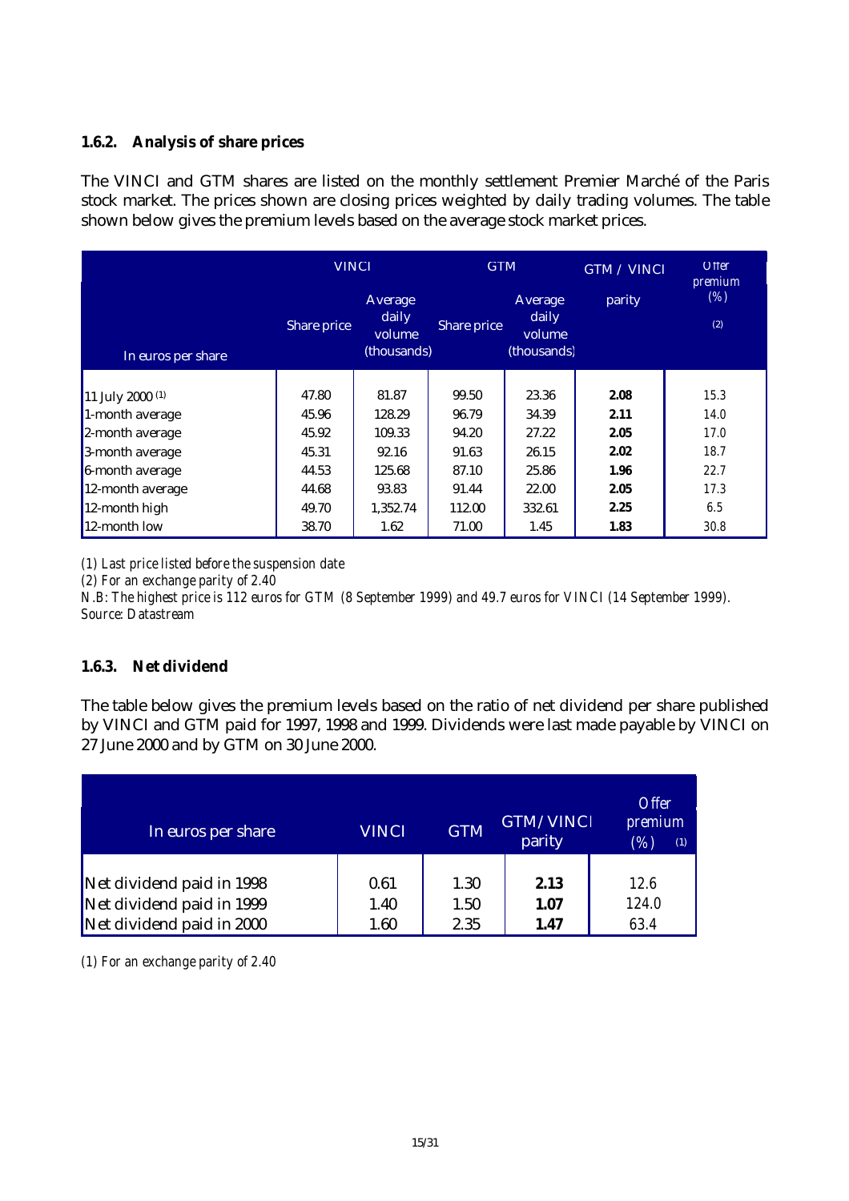### 1.6.2. Analysis of share prices

The VINCI and GTM shares are listed on the monthly settlement Premier Marché of the Paris stock market. The prices shown are closing prices weighted by daily trading volumes. The table shown below gives the premium levels based on the average stock market prices.

| In euros per share | VINCI | | GTM | | GTM / VINCI | Offer premium (%) (2) |
|---|---|---|---|---|---|---|
| | Share price | Average daily volume (thousands) | Share price | Average daily volume (thousands) | parity | |
| 11 July 2000 (1) | 47.80 | 81.87 | 99.50 | 23.36 | **2.08** | 15.3 |
| 1-month average | 45.96 | 128.29 | 96.79 | 34.39 | **2.11** | 14.0 |
| 2-month average | 45.92 | 109.33 | 94.20 | 27.22 | **2.05** | 17.0 |
| 3-month average | 45.31 | 92.16 | 91.63 | 26.15 | **2.02** | 18.7 |
| 6-month average | 44.53 | 125.68 | 87.10 | 25.86 | **1.96** | 22.7 |
| 12-month average | 44.68 | 93.83 | 91.44 | 22.00 | **2.05** | 17.3 |
| 12-month high | 49.70 | 1,352.74 | 112.00 | 332.61 | **2.25** | 6.5 |
| 12-month low | 38.70 | 1.62 | 71.00 | 1.45 | **1.83** | 30.8 |

*(1) Last price listed before the suspension date*
*(2) For an exchange parity of 2.40*
*N.B: The highest price is 112 euros for GTM (8 September 1999) and 49.7 euros for VINCI (14 September 1999).*
*Source: Datastream*

### 1.6.3. Net dividend

The table below gives the premium levels based on the ratio of net dividend per share published by VINCI and GTM paid for 1997, 1998 and 1999. Dividends were last made payable by VINCI on 27 June 2000 and by GTM on 30 June 2000.

| In euros per share | VINCI | GTM | GTM/VINCI parity | Offer premium (%) (1) |
|---|---|---|---|---|
| Net dividend paid in 1998 | 0.61 | 1.30 | **2.13** | 12.6 |
| Net dividend paid in 1999 | 1.40 | 1.50 | **1.07** | 124.0 |
| Net dividend paid in 2000 | 1.60 | 2.35 | **1.47** | 63.4 |

*(1) For an exchange parity of 2.40*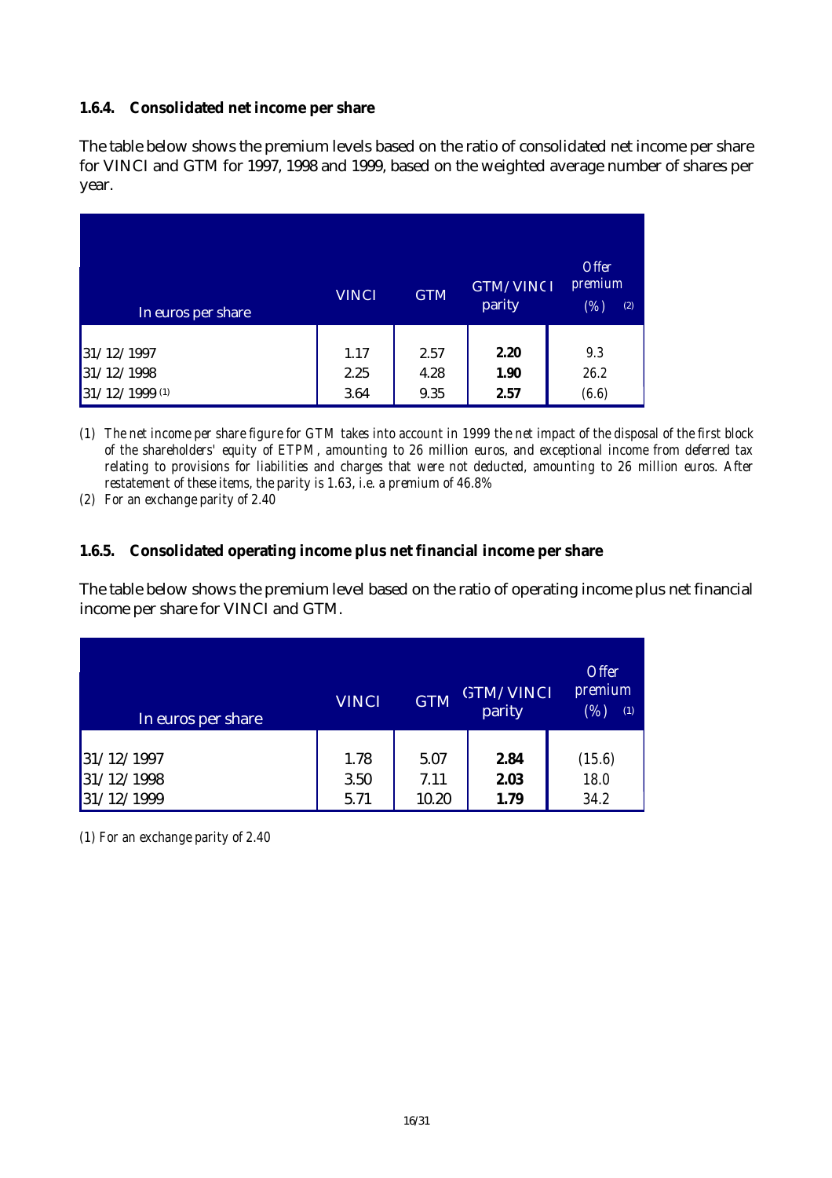### 1.6.4. Consolidated net income per share

The table below shows the premium levels based on the ratio of consolidated net income per share for VINCI and GTM for 1997, 1998 and 1999, based on the weighted average number of shares per year.

| In euros per share | VINCI | GTM | GTM/VINCI parity | Offer premium (%) (2) |
|---|---|---|---|---|
| 31/12/1997 | 1.17 | 2.57 | **2.20** | 9.3 |
| 31/12/1998 | 2.25 | 4.28 | **1.90** | 26.2 |
| 31/12/1999 (1) | 3.64 | 9.35 | **2.57** | (6.6) |

*(1) The net income per share figure for GTM takes into account in 1999 the net impact of the disposal of the first block of the shareholders' equity of ETPM, amounting to 26 million euros, and exceptional income from deferred tax relating to provisions for liabilities and charges that were not deducted, amounting to 26 million euros. After restatement of these items, the parity is 1.63, i.e. a premium of 46.8%*

*(2) For an exchange parity of 2.40*

### 1.6.5. Consolidated operating income plus net financial income per share

The table below shows the premium level based on the ratio of operating income plus net financial income per share for VINCI and GTM.

| In euros per share | VINCI | GTM | GTM/VINCI parity | Offer premium (%) (1) |
|---|---|---|---|---|
| 31/12/1997 | 1.78 | 5.07 | **2.84** | (15.6) |
| 31/12/1998 | 3.50 | 7.11 | **2.03** | 18.0 |
| 31/12/1999 | 5.71 | 10.20 | **1.79** | 34.2 |

*(1) For an exchange parity of 2.40*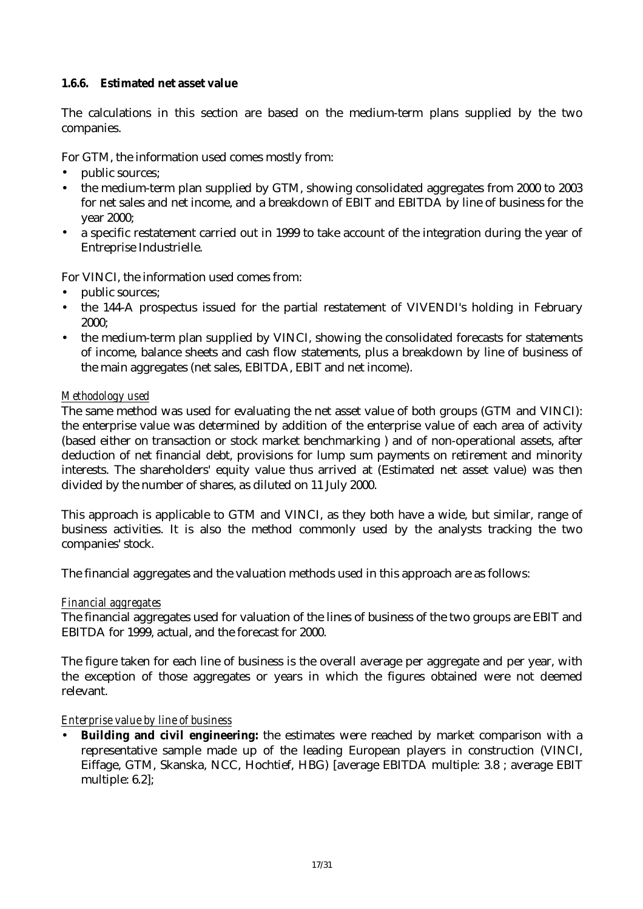### 1.6.6. Estimated net asset value

The calculations in this section are based on the medium-term plans supplied by the two companies.

For GTM, the information used comes mostly from:

- public sources;
- the medium-term plan supplied by GTM, showing consolidated aggregates from 2000 to 2003 for net sales and net income, and a breakdown of EBIT and EBITDA by line of business for the year 2000;
- a specific restatement carried out in 1999 to take account of the integration during the year of Entreprise Industrielle.

For VINCI, the information used comes from:

- public sources;
- the 144-A prospectus issued for the partial restatement of VIVENDI's holding in February 2000;
- the medium-term plan supplied by VINCI, showing the consolidated forecasts for statements of income, balance sheets and cash flow statements, plus a breakdown by line of business of the main aggregates (net sales, EBITDA, EBIT and net income).

*Methodology used*

The same method was used for evaluating the net asset value of both groups (GTM and VINCI): the enterprise value was determined by addition of the enterprise value of each area of activity (based either on transaction or stock market benchmarking ) and of non-operational assets, after deduction of net financial debt, provisions for lump sum payments on retirement and minority interests. The shareholders' equity value thus arrived at (Estimated net asset value) was then divided by the number of shares, as diluted on 11 July 2000.

This approach is applicable to GTM and VINCI, as they both have a wide, but similar, range of business activities. It is also the method commonly used by the analysts tracking the two companies' stock.

The financial aggregates and the valuation methods used in this approach are as follows:

*Financial aggregates*

The financial aggregates used for valuation of the lines of business of the two groups are EBIT and EBITDA for 1999, actual, and the forecast for 2000.

The figure taken for each line of business is the overall average per aggregate and per year, with the exception of those aggregates or years in which the figures obtained were not deemed relevant.

*Enterprise value by line of business*

- **Building and civil engineering:** the estimates were reached by market comparison with a representative sample made up of the leading European players in construction (VINCI, Eiffage, GTM, Skanska, NCC, Hochtief, HBG) [average EBITDA multiple: 3.8 ; average EBIT multiple: 6.2];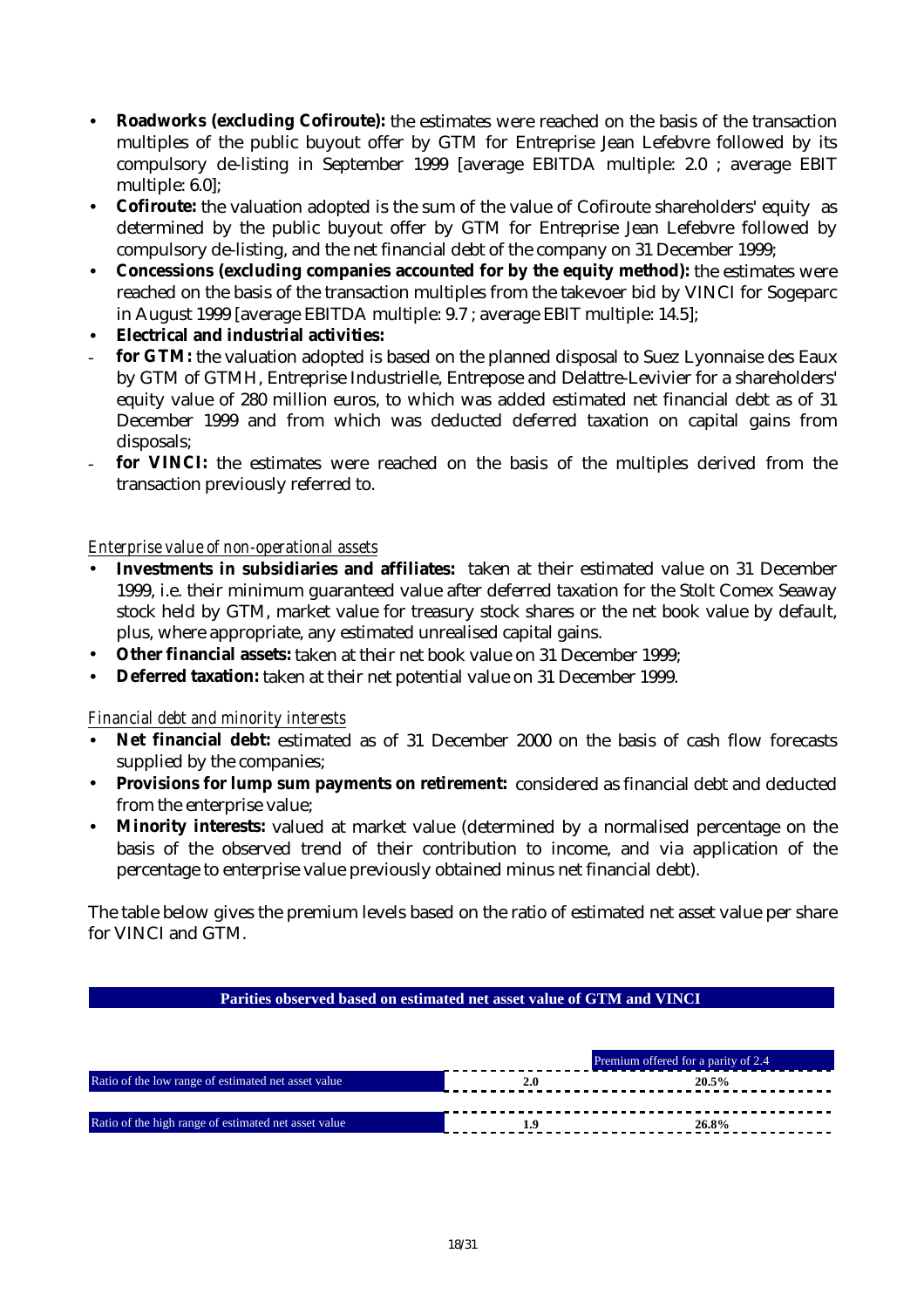- **Roadworks (excluding Cofiroute):** the estimates were reached on the basis of the transaction multiples of the public buyout offer by GTM for Entreprise Jean Lefebvre followed by its compulsory de-listing in September 1999 [average EBITDA multiple: 2.0 ; average EBIT multiple: 6.0];
- **Cofiroute:** the valuation adopted is the sum of the value of Cofiroute shareholders' equity as determined by the public buyout offer by GTM for Entreprise Jean Lefebvre followed by compulsory de-listing, and the net financial debt of the company on 31 December 1999;
- **Concessions (excluding companies accounted for by the equity method):** the estimates were reached on the basis of the transaction multiples from the takevoer bid by VINCI for Sogeparc in August 1999 [average EBITDA multiple: 9.7 ; average EBIT multiple: 14.5];
- **Electrical and industrial activities:**
  - **for GTM:** the valuation adopted is based on the planned disposal to Suez Lyonnaise des Eaux by GTM of GTMH, Entreprise Industrielle, Entrepose and Delattre-Levivier for a shareholders' equity value of 280 million euros, to which was added estimated net financial debt as of 31 December 1999 and from which was deducted deferred taxation on capital gains from disposals;
  - **for VINCI:** the estimates were reached on the basis of the multiples derived from the transaction previously referred to.

*Enterprise value of non-operational assets*

- **Investments in subsidiaries and affiliates:** taken at their estimated value on 31 December 1999, i.e. their minimum guaranteed value after deferred taxation for the Stolt Comex Seaway stock held by GTM, market value for treasury stock shares or the net book value by default, plus, where appropriate, any estimated unrealised capital gains.
- **Other financial assets:** taken at their net book value on 31 December 1999;
- **Deferred taxation:** taken at their net potential value on 31 December 1999.

*Financial debt and minority interests*

- **Net financial debt:** estimated as of 31 December 2000 on the basis of cash flow forecasts supplied by the companies;
- **Provisions for lump sum payments on retirement:** considered as financial debt and deducted from the enterprise value;
- **Minority interests:** valued at market value (determined by a normalised percentage on the basis of the observed trend of their contribution to income, and via application of the percentage to enterprise value previously obtained minus net financial debt).

The table below gives the premium levels based on the ratio of estimated net asset value per share for VINCI and GTM.

**Parities observed based on estimated net asset value of GTM and VINCI**

| | | Premium offered for a parity of 2.4 |
|---|---|---|
| Ratio of the low range of estimated net asset value | 2.0 | 20.5% |
| Ratio of the high range of estimated net asset value | 1.9 | 26.8% |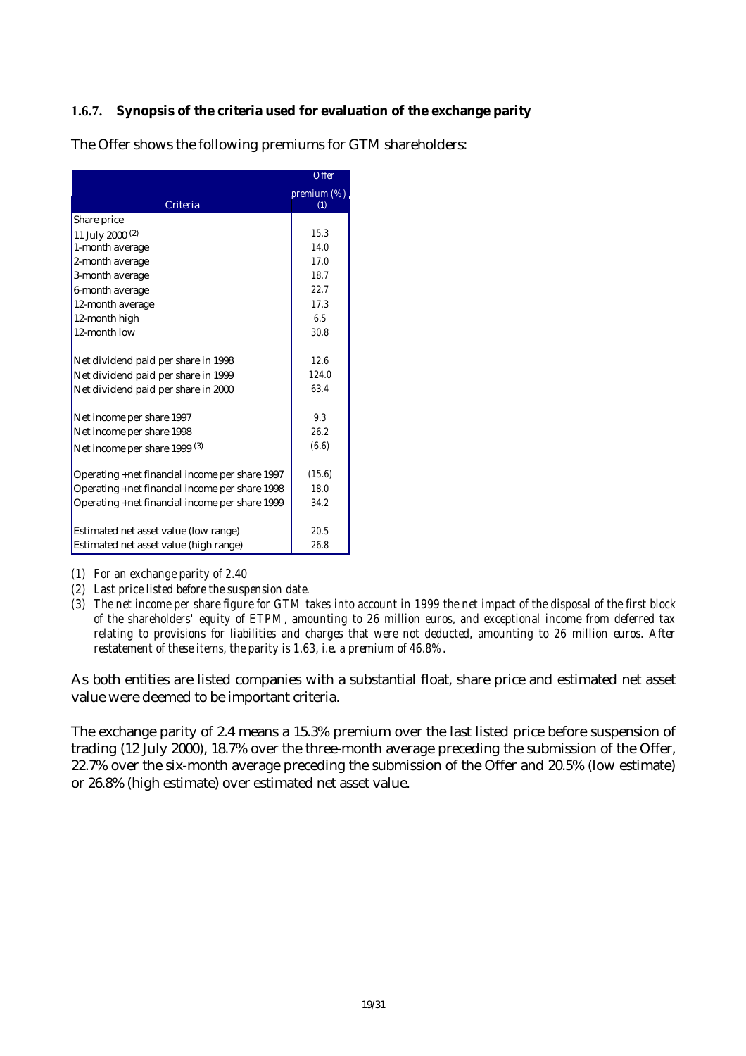### 1.6.7. Synopsis of the criteria used for evaluation of the exchange parity

The Offer shows the following premiums for GTM shareholders:

| Criteria | Offer premium (%) (1) |
|---|---|
| Share price | |
| 11 July 2000 (2) | 15.3 |
| 1-month average | 14.0 |
| 2-month average | 17.0 |
| 3-month average | 18.7 |
| 6-month average | 22.7 |
| 12-month average | 17.3 |
| 12-month high | 6.5 |
| 12-month low | 30.8 |
| | |
| Net dividend paid per share in 1998 | 12.6 |
| Net dividend paid per share in 1999 | 124.0 |
| Net dividend paid per share in 2000 | 63.4 |
| | |
| Net income per share 1997 | 9.3 |
| Net income per share 1998 | 26.2 |
| Net income per share 1999 (3) | (6.6) |
| | |
| Operating +net financial income per share 1997 | (15.6) |
| Operating +net financial income per share 1998 | 18.0 |
| Operating +net financial income per share 1999 | 34.2 |
| | |
| Estimated net asset value (low range) | 20.5 |
| Estimated net asset value (high range) | 26.8 |

*(1) For an exchange parity of 2.40*

*(2) Last price listed before the suspension date.*

*(3) The net income per share figure for GTM takes into account in 1999 the net impact of the disposal of the first block of the shareholders' equity of ETPM, amounting to 26 million euros, and exceptional income from deferred tax relating to provisions for liabilities and charges that were not deducted, amounting to 26 million euros. After restatement of these items, the parity is 1.63, i.e. a premium of 46.8%.*

As both entities are listed companies with a substantial float, share price and estimated net asset value were deemed to be important criteria.

The exchange parity of 2.4 means a 15.3% premium over the last listed price before suspension of trading (12 July 2000), 18.7% over the three-month average preceding the submission of the Offer, 22.7% over the six-month average preceding the submission of the Offer and 20.5% (low estimate) or 26.8% (high estimate) over estimated net asset value.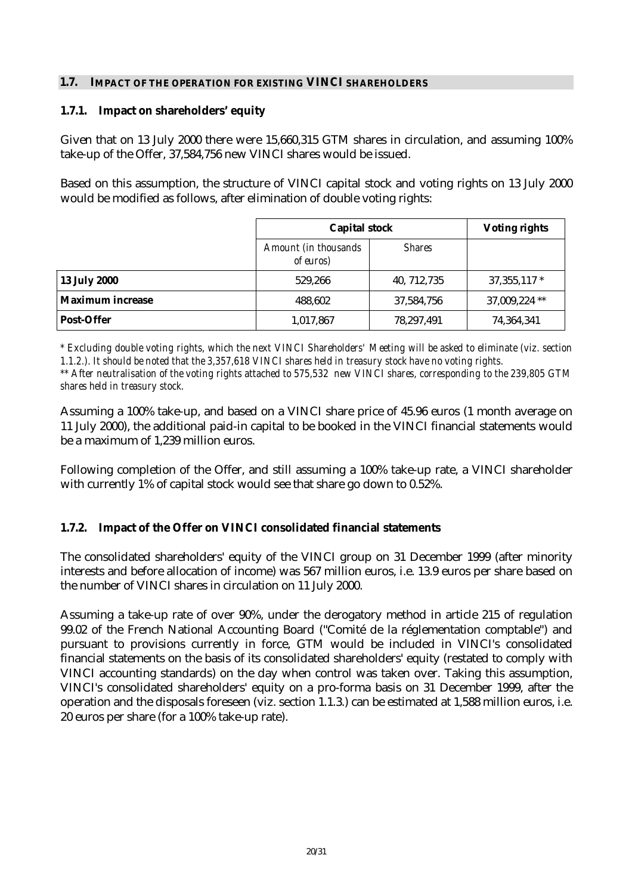## 1.7. IMPACT OF THE OPERATION FOR EXISTING VINCI SHAREHOLDERS

### 1.7.1. Impact on shareholders' equity

Given that on 13 July 2000 there were 15,660,315 GTM shares in circulation, and assuming 100% take-up of the Offer, 37,584,756 new VINCI shares would be issued.

Based on this assumption, the structure of VINCI capital stock and voting rights on 13 July 2000 would be modified as follows, after elimination of double voting rights:

| | Capital stock | | Voting rights |
|---|---|---|---|
| | *Amount (in thousands of euros)* | *Shares* | |
| **13 July 2000** | 529,266 | 40, 712,735 | 37,355,117 * |
| **Maximum increase** | 488,602 | 37,584,756 | 37,009,224 ** |
| **Post-Offer** | 1,017,867 | 78,297,491 | 74,364,341 |

*\* Excluding double voting rights, which the next VINCI Shareholders' Meeting will be asked to eliminate (viz. section 1.1.2.). It should be noted that the 3,357,618 VINCI shares held in treasury stock have no voting rights.*

*\*\* After neutralisation of the voting rights attached to 575,532 new VINCI shares, corresponding to the 239,805 GTM shares held in treasury stock.*

Assuming a 100% take-up, and based on a VINCI share price of 45.96 euros (1 month average on 11 July 2000), the additional paid-in capital to be booked in the VINCI financial statements would be a maximum of 1,239 million euros.

Following completion of the Offer, and still assuming a 100% take-up rate, a VINCI shareholder with currently 1% of capital stock would see that share go down to 0.52%.

### 1.7.2. Impact of the Offer on VINCI consolidated financial statements

The consolidated shareholders' equity of the VINCI group on 31 December 1999 (after minority interests and before allocation of income) was 567 million euros, i.e. 13.9 euros per share based on the number of VINCI shares in circulation on 11 July 2000.

Assuming a take-up rate of over 90%, under the derogatory method in article 215 of regulation 99.02 of the French National Accounting Board ("Comité de la réglementation comptable") and pursuant to provisions currently in force, GTM would be included in VINCI's consolidated financial statements on the basis of its consolidated shareholders' equity (restated to comply with VINCI accounting standards) on the day when control was taken over. Taking this assumption, VINCI's consolidated shareholders' equity on a pro-forma basis on 31 December 1999, after the operation and the disposals foreseen (viz. section 1.1.3.) can be estimated at 1,588 million euros, i.e. 20 euros per share (for a 100% take-up rate).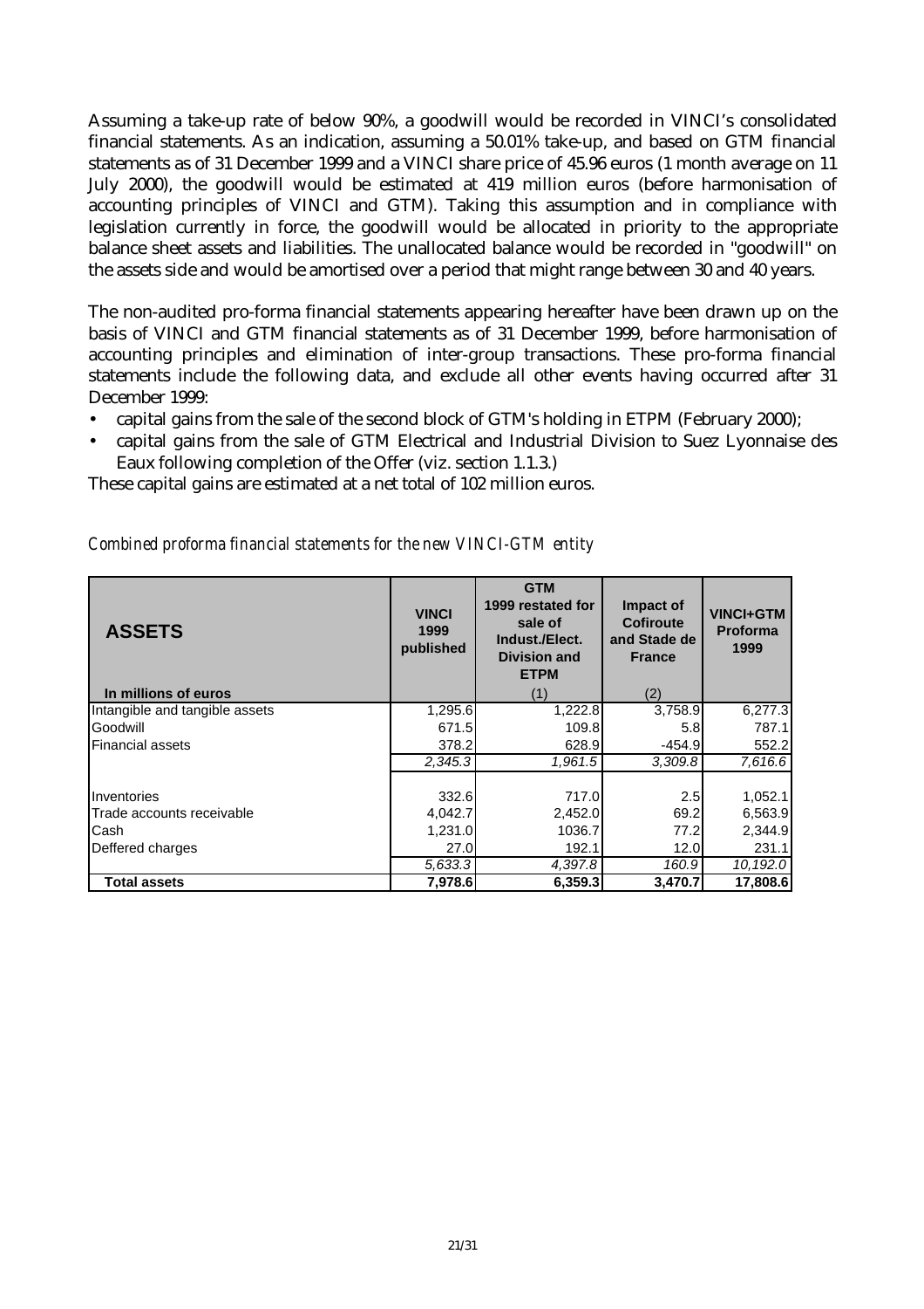Assuming a take-up rate of below 90%, a goodwill would be recorded in VINCI's consolidated financial statements. As an indication, assuming a 50.01% take-up, and based on GTM financial statements as of 31 December 1999 and a VINCI share price of 45.96 euros (1 month average on 11 July 2000), the goodwill would be estimated at 419 million euros (before harmonisation of accounting principles of VINCI and GTM). Taking this assumption and in compliance with legislation currently in force, the goodwill would be allocated in priority to the appropriate balance sheet assets and liabilities. The unallocated balance would be recorded in "goodwill" on the assets side and would be amortised over a period that might range between 30 and 40 years.

The non-audited pro-forma financial statements appearing hereafter have been drawn up on the basis of VINCI and GTM financial statements as of 31 December 1999, before harmonisation of accounting principles and elimination of inter-group transactions. These pro-forma financial statements include the following data, and exclude all other events having occurred after 31 December 1999:

- capital gains from the sale of the second block of GTM's holding in ETPM (February 2000);
- capital gains from the sale of GTM Electrical and Industrial Division to Suez Lyonnaise des Eaux following completion of the Offer (viz. section 1.1.3.)

These capital gains are estimated at a net total of 102 million euros.

*Combined proforma financial statements for the new VINCI-GTM entity*

| **ASSETS** | **VINCI 1999 published** | **GTM 1999 restated for sale of Indust./Elect. Division and ETPM** | **Impact of Cofiroute and Stade de France** | **VINCI+GTM Proforma 1999** |
|---|---|---|---|---|
| **In millions of euros** | | (1) | (2) | |
| Intangible and tangible assets | 1,295.6 | 1,222.8 | 3,758.9 | 6,277.3 |
| Goodwill | 671.5 | 109.8 | 5.8 | 787.1 |
| Financial assets | 378.2 | 628.9 | -454.9 | 552.2 |
| | *2,345.3* | *1,961.5* | *3,309.8* | *7,616.6* |
| Inventories | 332.6 | 717.0 | 2.5 | 1,052.1 |
| Trade accounts receivable | 4,042.7 | 2,452.0 | 69.2 | 6,563.9 |
| Cash | 1,231.0 | 1036.7 | 77.2 | 2,344.9 |
| Deffered charges | 27.0 | 192.1 | 12.0 | 231.1 |
| | *5,633.3* | *4,397.8* | *160.9* | *10,192.0* |
| **Total assets** | **7,978.6** | **6,359.3** | **3,470.7** | **17,808.6** |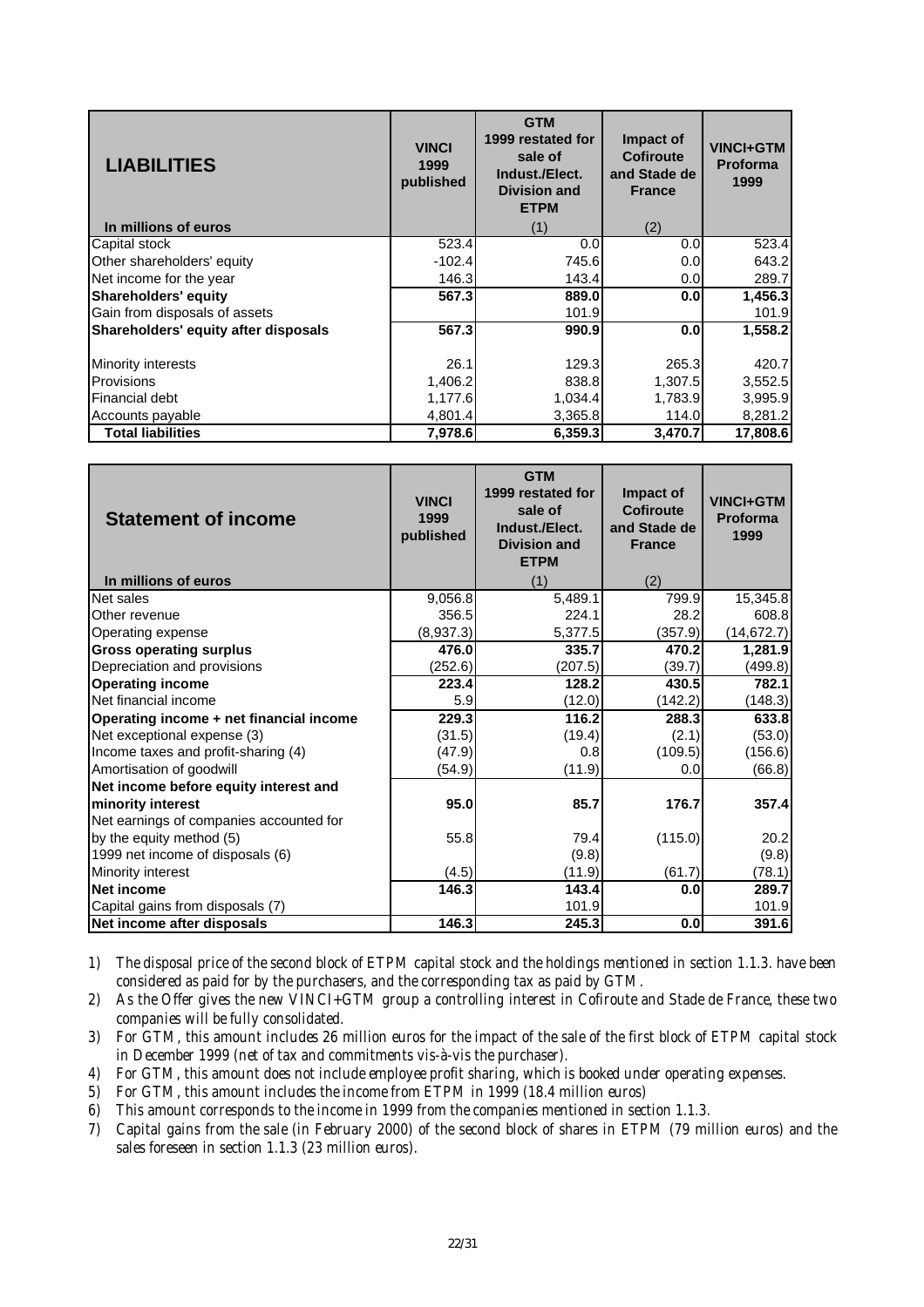| LIABILITIES | VINCI 1999 published | GTM 1999 restated for sale of Indust./Elect. Division and ETPM | Impact of Cofiroute and Stade de France | VINCI+GTM Proforma 1999 |
|---|---|---|---|---|
| In millions of euros | | (1) | (2) | |
| Capital stock | 523.4 | 0.0 | 0.0 | 523.4 |
| Other shareholders' equity | -102.4 | 745.6 | 0.0 | 643.2 |
| Net income for the year | 146.3 | 143.4 | 0.0 | 289.7 |
| **Shareholders' equity** | **567.3** | **889.0** | **0.0** | **1,456.3** |
| Gain from disposals of assets | | 101.9 | | 101.9 |
| **Shareholders' equity after disposals** | **567.3** | **990.9** | **0.0** | **1,558.2** |
| Minority interests | 26.1 | 129.3 | 265.3 | 420.7 |
| Provisions | 1,406.2 | 838.8 | 1,307.5 | 3,552.5 |
| Financial debt | 1,177.6 | 1,034.4 | 1,783.9 | 3,995.9 |
| Accounts payable | 4,801.4 | 3,365.8 | 114.0 | 8,281.2 |
| **Total liabilities** | **7,978.6** | **6,359.3** | **3,470.7** | **17,808.6** |

| Statement of income | VINCI 1999 published | GTM 1999 restated for sale of Indust./Elect. Division and ETPM | Impact of Cofiroute and Stade de France | VINCI+GTM Proforma 1999 |
|---|---|---|---|---|
| In millions of euros | | (1) | (2) | |
| Net sales | 9,056.8 | 5,489.1 | 799.9 | 15,345.8 |
| Other revenue | 356.5 | 224.1 | 28.2 | 608.8 |
| Operating expense | (8,937.3) | 5,377.5 | (357.9) | (14,672.7) |
| **Gross operating surplus** | **476.0** | **335.7** | **470.2** | **1,281.9** |
| Depreciation and provisions | (252.6) | (207.5) | (39.7) | (499.8) |
| **Operating income** | **223.4** | **128.2** | **430.5** | **782.1** |
| Net financial income | 5.9 | (12.0) | (142.2) | (148.3) |
| **Operating income + net financial income** | **229.3** | **116.2** | **288.3** | **633.8** |
| Net exceptional expense (3) | (31.5) | (19.4) | (2.1) | (53.0) |
| Income taxes and profit-sharing (4) | (47.9) | 0.8 | (109.5) | (156.6) |
| Amortisation of goodwill | (54.9) | (11.9) | 0.0 | (66.8) |
| **Net income before equity interest and minority interest** | **95.0** | **85.7** | **176.7** | **357.4** |
| Net earnings of companies accounted for by the equity method (5) | 55.8 | 79.4 | (115.0) | 20.2 |
| 1999 net income of disposals (6) | | (9.8) | | (9.8) |
| Minority interest | (4.5) | (11.9) | (61.7) | (78.1) |
| **Net income** | **146.3** | **143.4** | **0.0** | **289.7** |
| Capital gains from disposals (7) | | 101.9 | | 101.9 |
| **Net income after disposals** | **146.3** | **245.3** | **0.0** | **391.6** |

1) *The disposal price of the second block of ETPM capital stock and the holdings mentioned in section 1.1.3. have been considered as paid for by the purchasers, and the corresponding tax as paid by GTM.*
2) *As the Offer gives the new VINCI+GTM group a controlling interest in Cofiroute and Stade de France, these two companies will be fully consolidated.*
3) *For GTM, this amount includes 26 million euros for the impact of the sale of the first block of ETPM capital stock in December 1999 (net of tax and commitments vis-à-vis the purchaser).*
4) *For GTM, this amount does not include employee profit sharing, which is booked under operating expenses.*
5) *For GTM, this amount includes the income from ETPM in 1999 (18.4 million euros)*
6) *This amount corresponds to the income in 1999 from the companies mentioned in section 1.1.3.*
7) *Capital gains from the sale (in February 2000) of the second block of shares in ETPM (79 million euros) and the sales foreseen in section 1.1.3 (23 million euros).*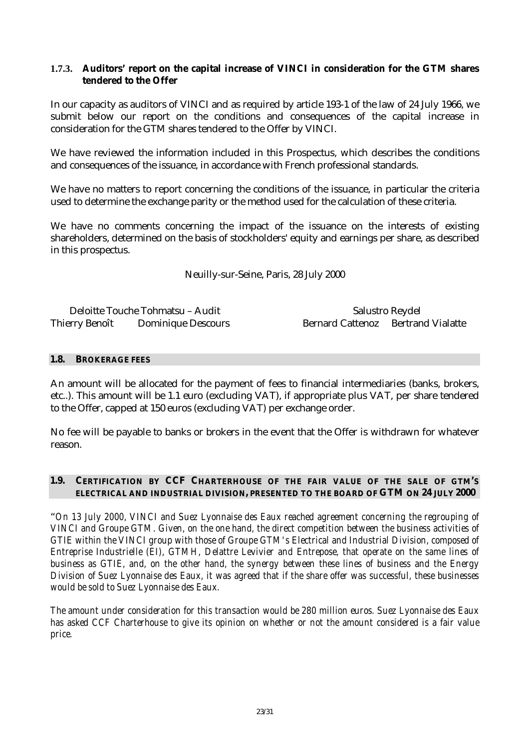### 1.7.3. Auditors' report on the capital increase of VINCI in consideration for the GTM shares tendered to the Offer

In our capacity as auditors of VINCI and as required by article 193-1 of the law of 24 July 1966, we submit below our report on the conditions and consequences of the capital increase in consideration for the GTM shares tendered to the Offer by VINCI.

We have reviewed the information included in this Prospectus, which describes the conditions and consequences of the issuance, in accordance with French professional standards.

We have no matters to report concerning the conditions of the issuance, in particular the criteria used to determine the exchange parity or the method used for the calculation of these criteria.

We have no comments concerning the impact of the issuance on the interests of existing shareholders, determined on the basis of stockholders' equity and earnings per share, as described in this prospectus.

Neuilly-sur-Seine, Paris, 28 July 2000

Deloitte Touche Tohmatsu – Audit
Thierry Benoît    Dominique Descours

Salustro Reydel
Bernard Cattenoz    Bertrand Vialatte

## 1.8. BROKERAGE FEES

An amount will be allocated for the payment of fees to financial intermediaries (banks, brokers, etc..). This amount will be 1.1 euro (excluding VAT), if appropriate plus VAT, per share tendered to the Offer, capped at 150 euros (excluding VAT) per exchange order.

No fee will be payable to banks or brokers in the event that the Offer is withdrawn for whatever reason.

## 1.9. CERTIFICATION BY CCF CHARTERHOUSE OF THE FAIR VALUE OF THE SALE OF GTM'S ELECTRICAL AND INDUSTRIAL DIVISION, PRESENTED TO THE BOARD OF GTM ON 24 JULY 2000

*"On 13 July 2000, VINCI and Suez Lyonnaise des Eaux reached agreement concerning the regrouping of VINCI and Groupe GTM. Given, on the one hand, the direct competition between the business activities of GTIE within the VINCI group with those of Groupe GTM's Electrical and Industrial Division, composed of Entreprise Industrielle (EI), GTMH, Delattre Levivier and Entrepose, that operate on the same lines of business as GTIE, and, on the other hand, the synergy between these lines of business and the Energy Division of Suez Lyonnaise des Eaux, it was agreed that if the share offer was successful, these businesses would be sold to Suez Lyonnaise des Eaux.*

*The amount under consideration for this transaction would be 280 million euros. Suez Lyonnaise des Eaux has asked CCF Charterhouse to give its opinion on whether or not the amount considered is a fair value price.*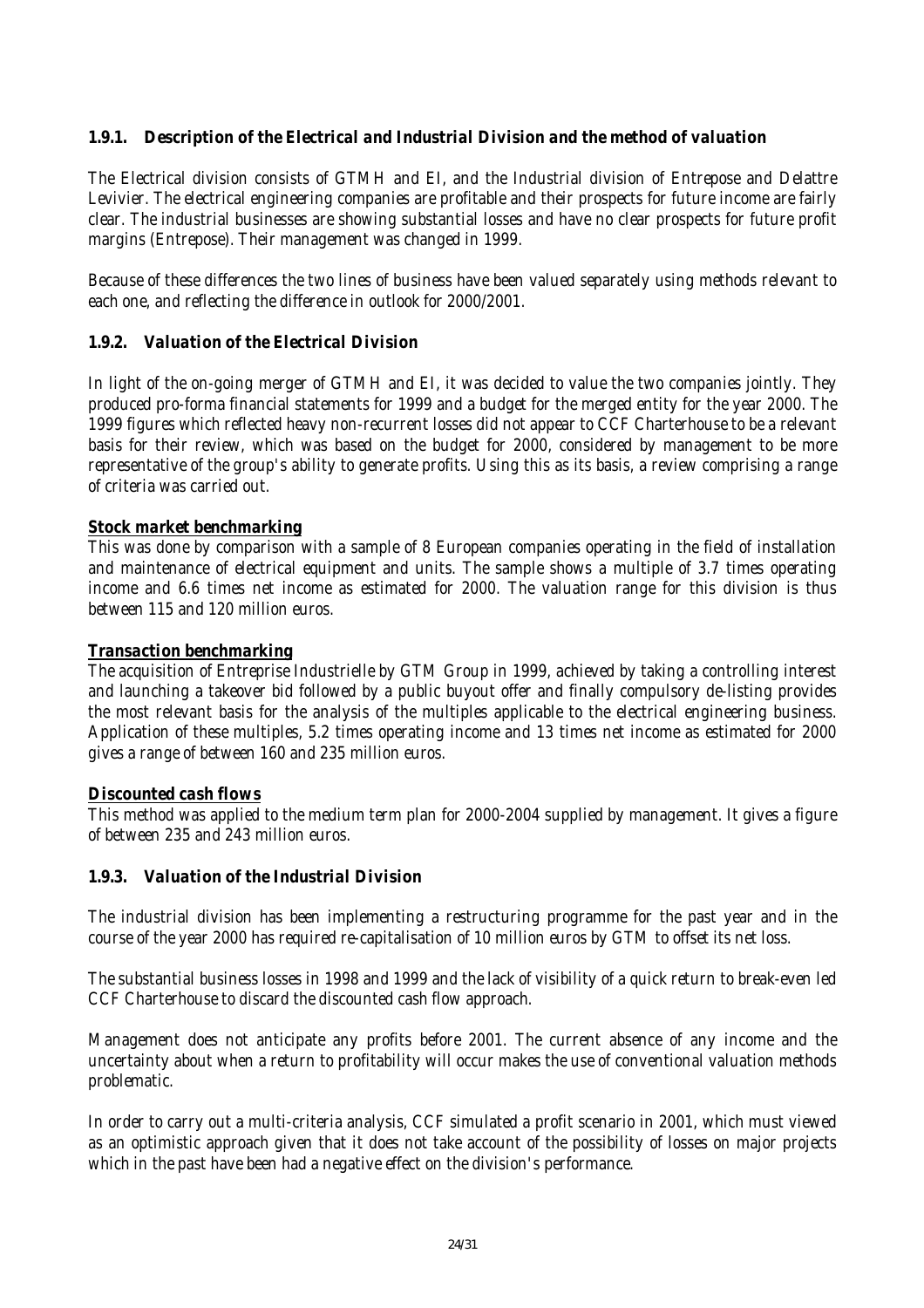### 1.9.1. *Description of the Electrical and Industrial Division and the method of valuation*

The Electrical division consists of GTMH and EI, and the Industrial division of Entrepose and Delattre Levivier. The electrical engineering companies are profitable and their prospects for future income are fairly clear. The industrial businesses are showing substantial losses and have no clear prospects for future profit margins (Entrepose). Their management was changed in 1999.

Because of these differences the two lines of business have been valued separately using methods relevant to each one, and reflecting the difference in outlook for 2000/2001.

### 1.9.2. *Valuation of the Electrical Division*

In light of the on-going merger of GTMH and EI, it was decided to value the two companies jointly. They produced pro-forma financial statements for 1999 and a budget for the merged entity for the year 2000. The 1999 figures which reflected heavy non-recurrent losses did not appear to CCF Charterhouse to be a relevant basis for their review, which was based on the budget for 2000, considered by management to be more representative of the group's ability to generate profits. Using this as its basis, a review comprising a range of criteria was carried out.

***Stock market benchmarking***

This was done by comparison with a sample of 8 European companies operating in the field of installation and maintenance of electrical equipment and units. The sample shows a multiple of 3.7 times operating income and 6.6 times net income as estimated for 2000. The valuation range for this division is thus between 115 and 120 million euros.

***Transaction benchmarking***

The acquisition of Entreprise Industrielle by GTM Group in 1999, achieved by taking a controlling interest and launching a takeover bid followed by a public buyout offer and finally compulsory de-listing provides the most relevant basis for the analysis of the multiples applicable to the electrical engineering business. Application of these multiples, 5.2 times operating income and 13 times net income as estimated for 2000 gives a range of between 160 and 235 million euros.

***Discounted cash flows***

This method was applied to the medium term plan for 2000-2004 supplied by management. It gives a figure of between 235 and 243 million euros.

### 1.9.3. *Valuation of the Industrial Division*

The industrial division has been implementing a restructuring programme for the past year and in the course of the year 2000 has required re-capitalisation of 10 million euros by GTM to offset its net loss.

The substantial business losses in 1998 and 1999 and the lack of visibility of a quick return to break-even led CCF Charterhouse to discard the discounted cash flow approach.

Management does not anticipate any profits before 2001. The current absence of any income and the uncertainty about when a return to profitability will occur makes the use of conventional valuation methods problematic.

In order to carry out a multi-criteria analysis, CCF simulated a profit scenario in 2001, which must viewed as an optimistic approach given that it does not take account of the possibility of losses on major projects which in the past have been had a negative effect on the division's performance.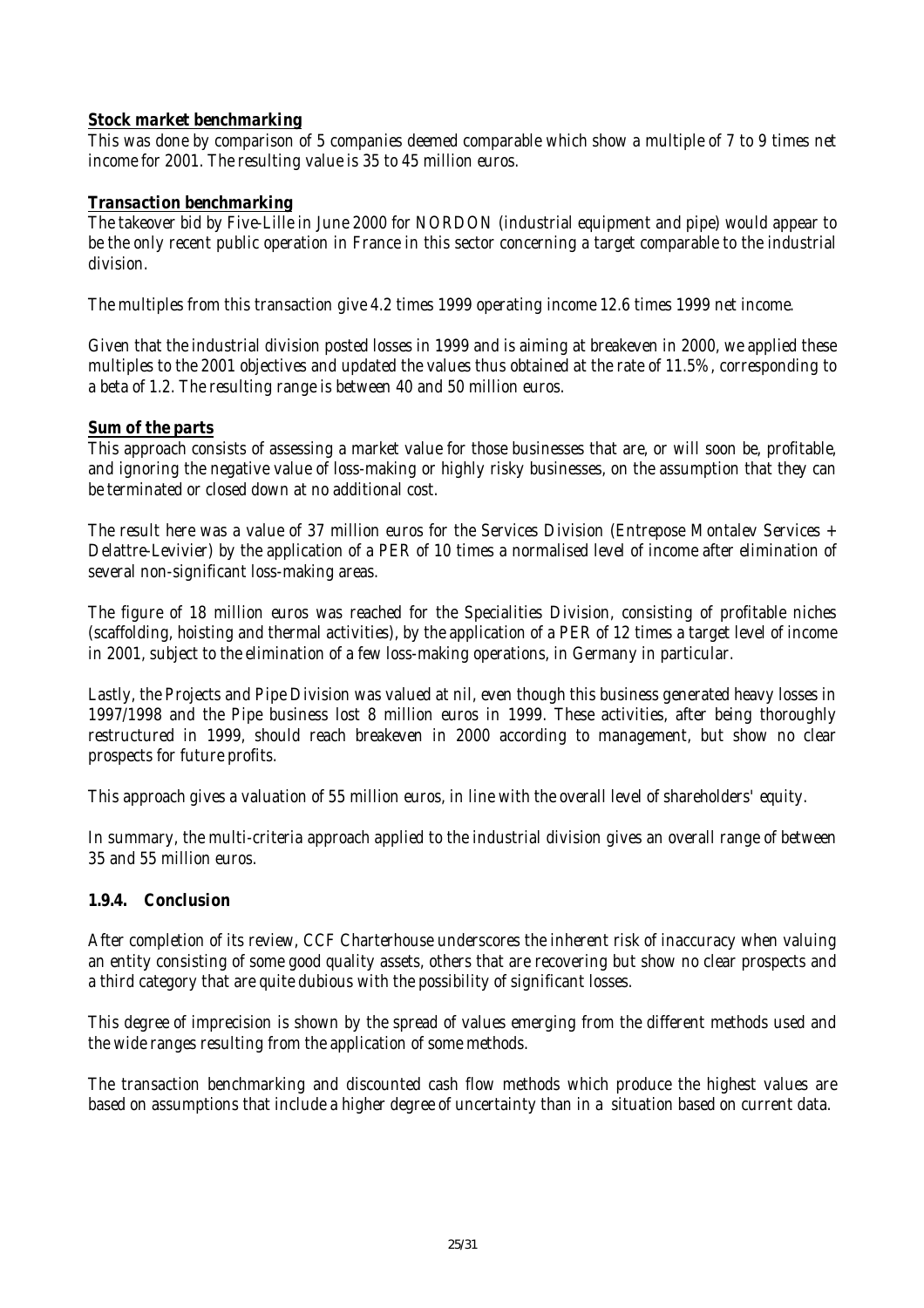***Stock market benchmarking***

This was done by comparison of 5 companies deemed comparable which show a multiple of 7 to 9 times net income for 2001. The resulting value is 35 to 45 million euros.

***Transaction benchmarking***

The takeover bid by Five-Lille in June 2000 for NORDON (industrial equipment and pipe) would appear to be the only recent public operation in France in this sector concerning a target comparable to the industrial division.

The multiples from this transaction give 4.2 times 1999 operating income 12.6 times 1999 net income.

Given that the industrial division posted losses in 1999 and is aiming at breakeven in 2000, we applied these multiples to the 2001 objectives and updated the values thus obtained at the rate of 11.5%, corresponding to a beta of 1.2. The resulting range is between 40 and 50 million euros.

***Sum of the parts***

This approach consists of assessing a market value for those businesses that are, or will soon be, profitable, and ignoring the negative value of loss-making or highly risky businesses, on the assumption that they can be terminated or closed down at no additional cost.

The result here was a value of 37 million euros for the Services Division (Entrepose Montalev Services + Delattre-Levivier) by the application of a PER of 10 times a normalised level of income after elimination of several non-significant loss-making areas.

The figure of 18 million euros was reached for the Specialities Division, consisting of profitable niches (scaffolding, hoisting and thermal activities), by the application of a PER of 12 times a target level of income in 2001, subject to the elimination of a few loss-making operations, in Germany in particular.

Lastly, the Projects and Pipe Division was valued at nil, even though this business generated heavy losses in 1997/1998 and the Pipe business lost 8 million euros in 1999. These activities, after being thoroughly restructured in 1999, should reach breakeven in 2000 according to management, but show no clear prospects for future profits.

This approach gives a valuation of 55 million euros, in line with the overall level of shareholders' equity.

In summary, the multi-criteria approach applied to the industrial division gives an overall range of between 35 and 55 million euros.

#### 1.9.4. Conclusion

After completion of its review, CCF Charterhouse underscores the inherent risk of inaccuracy when valuing an entity consisting of some good quality assets, others that are recovering but show no clear prospects and a third category that are quite dubious with the possibility of significant losses.

This degree of imprecision is shown by the spread of values emerging from the different methods used and the wide ranges resulting from the application of some methods.

The transaction benchmarking and discounted cash flow methods which produce the highest values are based on assumptions that include a higher degree of uncertainty than in a situation based on current data.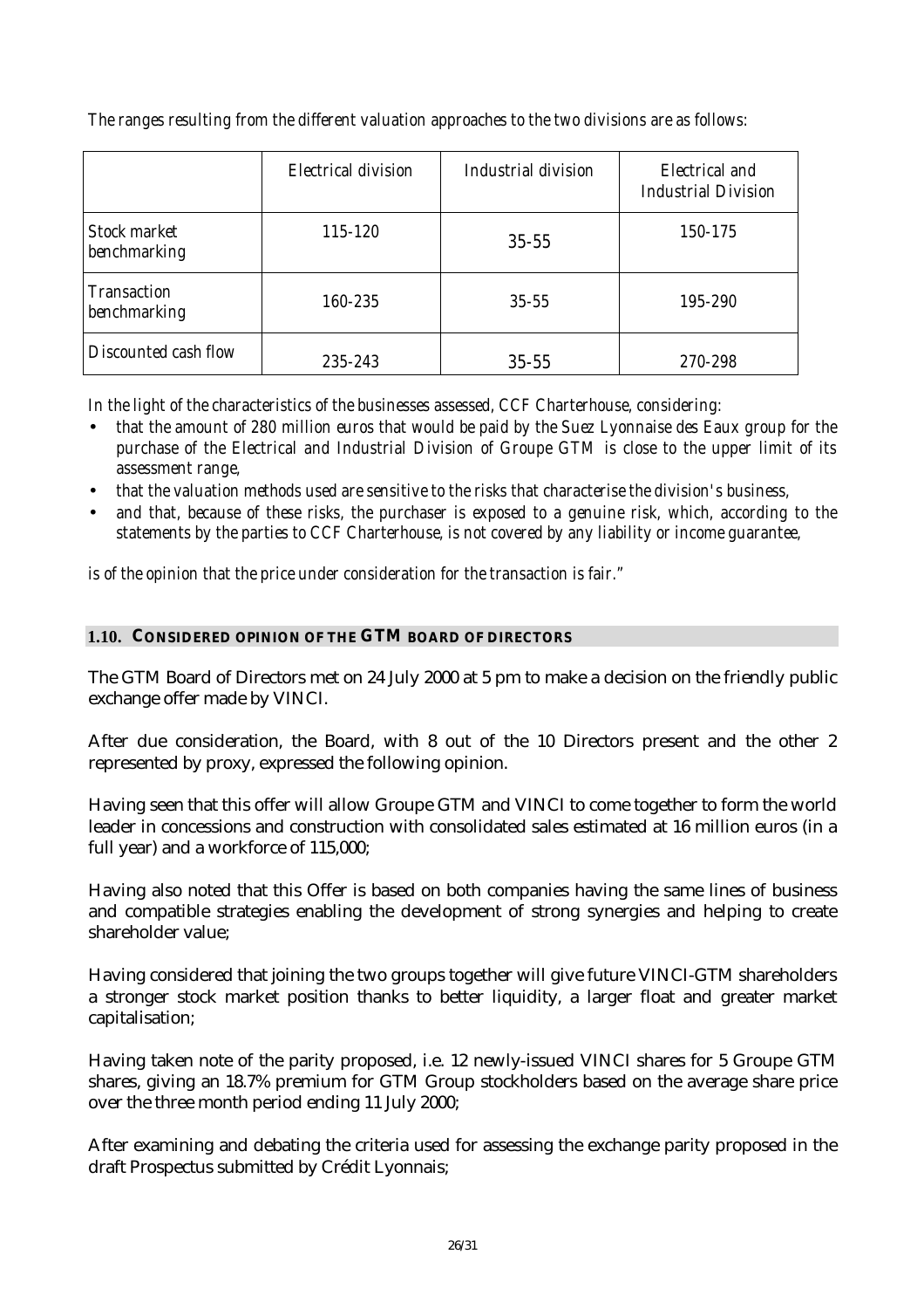*The ranges resulting from the different valuation approaches to the two divisions are as follows:*

| | *Electrical division* | *Industrial division* | *Electrical and Industrial Division* |
|---|---|---|---|
| *Stock market benchmarking* | *115-120* | 35-55 | *150-175* |
| *Transaction benchmarking* | *160-235* | *35-55* | *195-290* |
| *Discounted cash flow* | *235-243* | 35-55 | *270-298* |

*In the light of the characteristics of the businesses assessed, CCF Charterhouse, considering:*

- *that the amount of 280 million euros that would be paid by the Suez Lyonnaise des Eaux group for the purchase of the Electrical and Industrial Division of Groupe GTM is close to the upper limit of its assessment range,*
- *that the valuation methods used are sensitive to the risks that characterise the division's business,*
- *and that, because of these risks, the purchaser is exposed to a genuine risk, which, according to the statements by the parties to CCF Charterhouse, is not covered by any liability or income guarantee,*

*is of the opinion that the price under consideration for the transaction is fair."*

### 1.10. CONSIDERED OPINION OF THE GTM BOARD OF DIRECTORS

The GTM Board of Directors met on 24 July 2000 at 5 pm to make a decision on the friendly public exchange offer made by VINCI.

After due consideration, the Board, with 8 out of the 10 Directors present and the other 2 represented by proxy, expressed the following opinion.

Having seen that this offer will allow Groupe GTM and VINCI to come together to form the world leader in concessions and construction with consolidated sales estimated at 16 million euros (in a full year) and a workforce of 115,000;

Having also noted that this Offer is based on both companies having the same lines of business and compatible strategies enabling the development of strong synergies and helping to create shareholder value;

Having considered that joining the two groups together will give future VINCI-GTM shareholders a stronger stock market position thanks to better liquidity, a larger float and greater market capitalisation;

Having taken note of the parity proposed, i.e. 12 newly-issued VINCI shares for 5 Groupe GTM shares, giving an 18.7% premium for GTM Group stockholders based on the average share price over the three month period ending 11 July 2000;

After examining and debating the criteria used for assessing the exchange parity proposed in the draft Prospectus submitted by Crédit Lyonnais;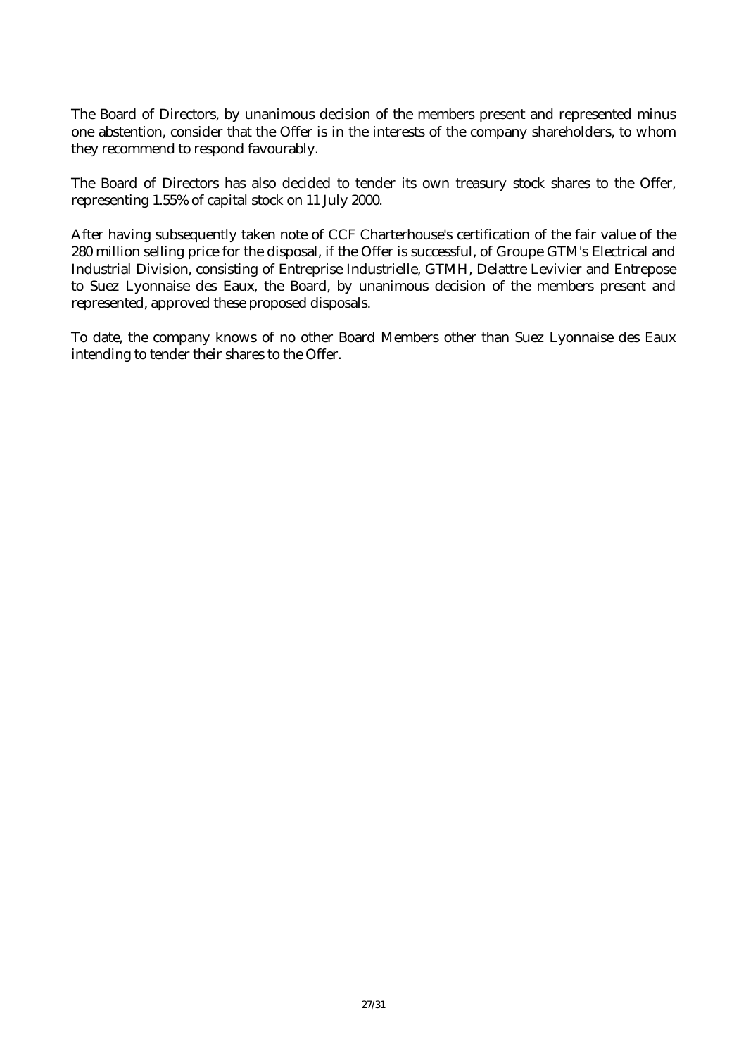The Board of Directors, by unanimous decision of the members present and represented minus one abstention, consider that the Offer is in the interests of the company shareholders, to whom they recommend to respond favourably.

The Board of Directors has also decided to tender its own treasury stock shares to the Offer, representing 1.55% of capital stock on 11 July 2000.

After having subsequently taken note of CCF Charterhouse's certification of the fair value of the 280 million selling price for the disposal, if the Offer is successful, of Groupe GTM's Electrical and Industrial Division, consisting of Entreprise Industrielle, GTMH, Delattre Levivier and Entrepose to Suez Lyonnaise des Eaux, the Board, by unanimous decision of the members present and represented, approved these proposed disposals.

To date, the company knows of no other Board Members other than Suez Lyonnaise des Eaux intending to tender their shares to the Offer.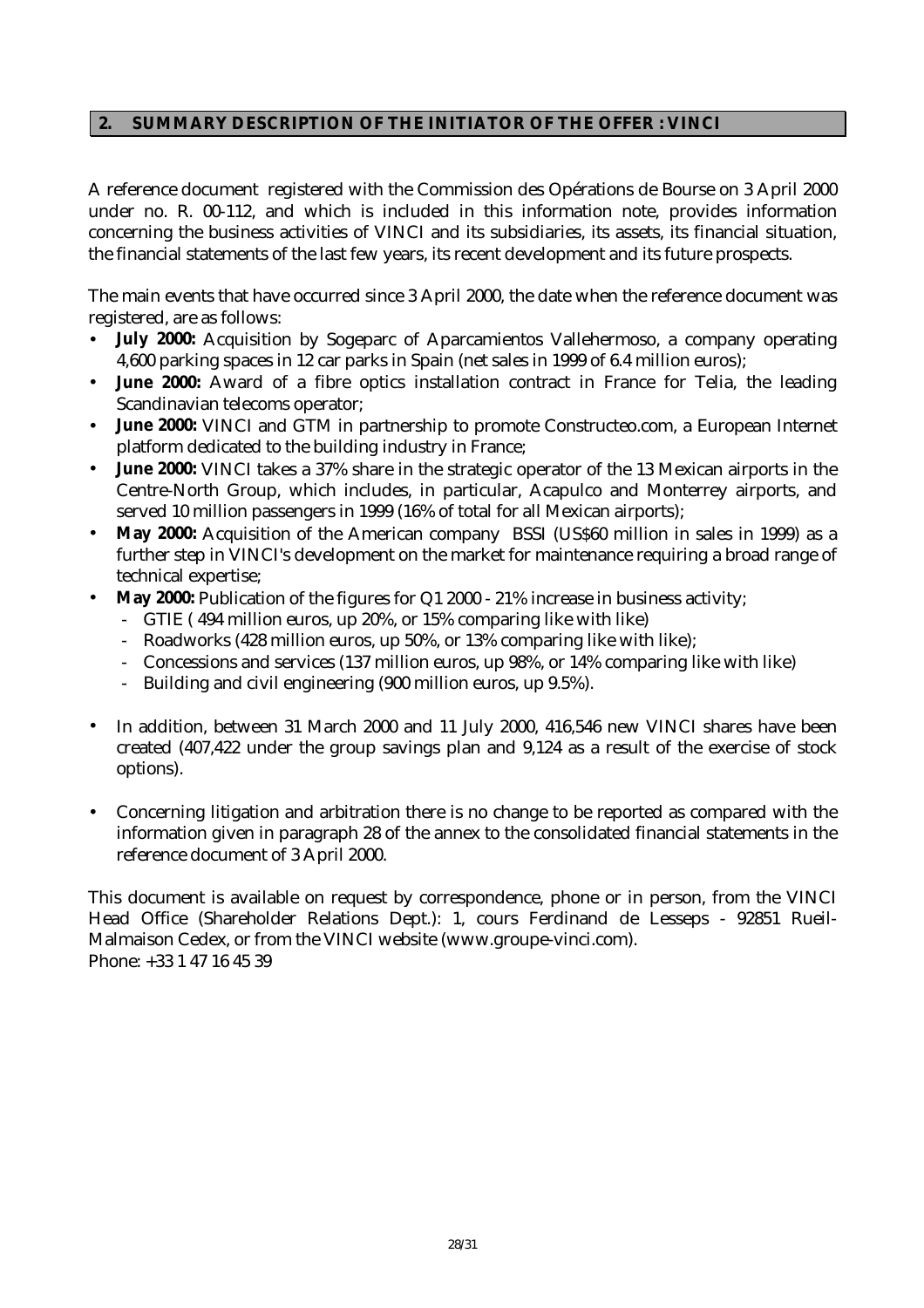## 2. SUMMARY DESCRIPTION OF THE INITIATOR OF THE OFFER : VINCI

A reference document registered with the Commission des Opérations de Bourse on 3 April 2000 under no. R. 00-112, and which is included in this information note, provides information concerning the business activities of VINCI and its subsidiaries, its assets, its financial situation, the financial statements of the last few years, its recent development and its future prospects.

The main events that have occurred since 3 April 2000, the date when the reference document was registered, are as follows:

- **July 2000:** Acquisition by Sogeparc of Aparcamientos Vallehermoso, a company operating 4,600 parking spaces in 12 car parks in Spain (net sales in 1999 of 6.4 million euros);
- **June 2000:** Award of a fibre optics installation contract in France for Telia, the leading Scandinavian telecoms operator;
- **June 2000:** VINCI and GTM in partnership to promote Constructeo.com, a European Internet platform dedicated to the building industry in France;
- **June 2000:** VINCI takes a 37% share in the strategic operator of the 13 Mexican airports in the Centre-North Group, which includes, in particular, Acapulco and Monterrey airports, and served 10 million passengers in 1999 (16% of total for all Mexican airports);
- **May 2000:** Acquisition of the American company BSSI (US$60 million in sales in 1999) as a further step in VINCI's development on the market for maintenance requiring a broad range of technical expertise;
- **May 2000:** Publication of the figures for Q1 2000 - 21% increase in business activity;
  - GTIE ( 494 million euros, up 20%, or 15% comparing like with like)
  - Roadworks (428 million euros, up 50%, or 13% comparing like with like);
  - Concessions and services (137 million euros, up 98%, or 14% comparing like with like)
  - Building and civil engineering (900 million euros, up 9.5%).

- In addition, between 31 March 2000 and 11 July 2000, 416,546 new VINCI shares have been created (407,422 under the group savings plan and 9,124 as a result of the exercise of stock options).

- Concerning litigation and arbitration there is no change to be reported as compared with the information given in paragraph 28 of the annex to the consolidated financial statements in the reference document of 3 April 2000.

This document is available on request by correspondence, phone or in person, from the VINCI Head Office (Shareholder Relations Dept.): 1, cours Ferdinand de Lesseps - 92851 Rueil-Malmaison Cedex, or from the VINCI website (www.groupe-vinci.com).
Phone: +33 1 47 16 45 39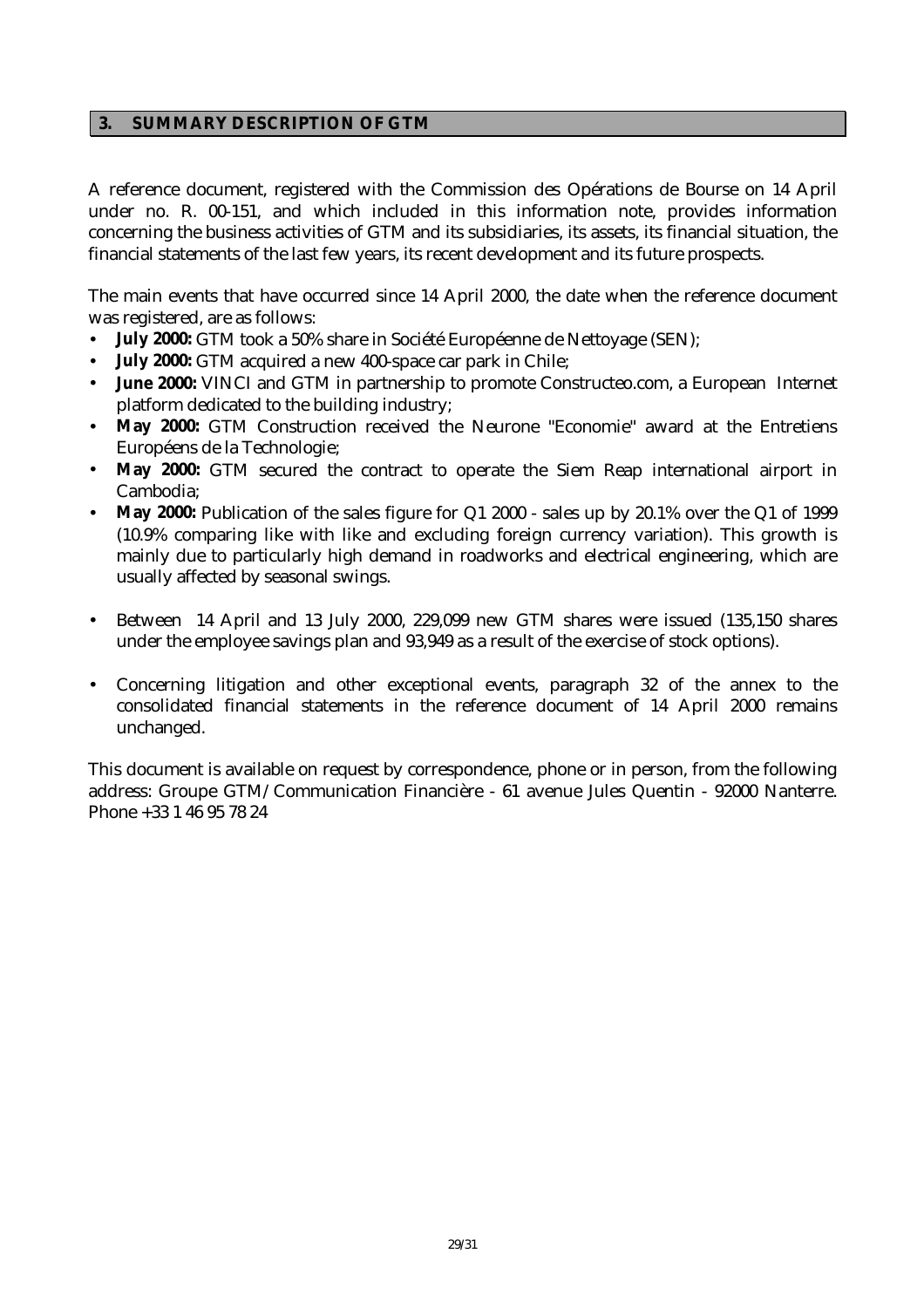## 3. SUMMARY DESCRIPTION OF GTM

A reference document, registered with the Commission des Opérations de Bourse on 14 April under no. R. 00-151, and which included in this information note, provides information concerning the business activities of GTM and its subsidiaries, its assets, its financial situation, the financial statements of the last few years, its recent development and its future prospects.

The main events that have occurred since 14 April 2000, the date when the reference document was registered, are as follows:

- **July 2000:** GTM took a 50% share in Société Européenne de Nettoyage (SEN);
- **July 2000:** GTM acquired a new 400-space car park in Chile;
- **June 2000:** VINCI and GTM in partnership to promote Constructeo.com, a European Internet platform dedicated to the building industry;
- **May 2000:** GTM Construction received the Neurone "Economie" award at the Entretiens Européens de la Technologie;
- **May 2000:** GTM secured the contract to operate the Siem Reap international airport in Cambodia;
- **May 2000:** Publication of the sales figure for Q1 2000 - sales up by 20.1% over the Q1 of 1999 (10.9% comparing like with like and excluding foreign currency variation). This growth is mainly due to particularly high demand in roadworks and electrical engineering, which are usually affected by seasonal swings.
- Between 14 April and 13 July 2000, 229,099 new GTM shares were issued (135,150 shares under the employee savings plan and 93,949 as a result of the exercise of stock options).
- Concerning litigation and other exceptional events, paragraph 32 of the annex to the consolidated financial statements in the reference document of 14 April 2000 remains unchanged.

This document is available on request by correspondence, phone or in person, from the following address: Groupe GTM/Communication Financière - 61 avenue Jules Quentin - 92000 Nanterre. Phone +33 1 46 95 78 24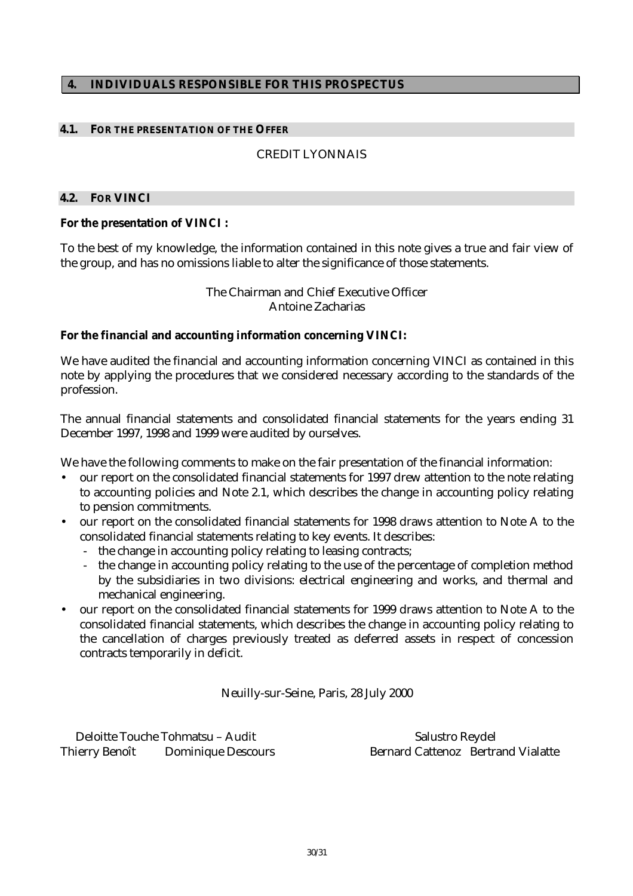## 4. INDIVIDUALS RESPONSIBLE FOR THIS PROSPECTUS

### 4.1. FOR THE PRESENTATION OF THE OFFER

CREDIT LYONNAIS

### 4.2. FOR VINCI

**For the presentation of VINCI :**

To the best of my knowledge, the information contained in this note gives a true and fair view of the group, and has no omissions liable to alter the significance of those statements.

The Chairman and Chief Executive Officer
Antoine Zacharias

**For the financial and accounting information concerning VINCI:**

We have audited the financial and accounting information concerning VINCI as contained in this note by applying the procedures that we considered necessary according to the standards of the profession.

The annual financial statements and consolidated financial statements for the years ending 31 December 1997, 1998 and 1999 were audited by ourselves.

We have the following comments to make on the fair presentation of the financial information:

- our report on the consolidated financial statements for 1997 drew attention to the note relating to accounting policies and Note 2.1, which describes the change in accounting policy relating to pension commitments.
- our report on the consolidated financial statements for 1998 draws attention to Note A to the consolidated financial statements relating to key events. It describes:
  - the change in accounting policy relating to leasing contracts;
  - the change in accounting policy relating to the use of the percentage of completion method by the subsidiaries in two divisions: electrical engineering and works, and thermal and mechanical engineering.
- our report on the consolidated financial statements for 1999 draws attention to Note A to the consolidated financial statements, which describes the change in accounting policy relating to the cancellation of charges previously treated as deferred assets in respect of concession contracts temporarily in deficit.

Neuilly-sur-Seine, Paris, 28 July 2000

Deloitte Touche Tohmatsu – Audit
Thierry Benoît    Dominique Descours

Salustro Reydel
Bernard Cattenoz    Bertrand Vialatte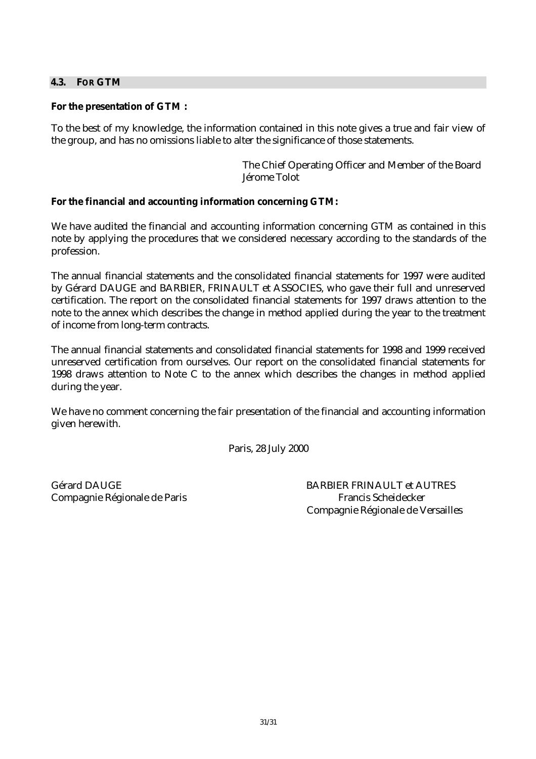## 4.3. FOR GTM

**For the presentation of GTM :**

To the best of my knowledge, the information contained in this note gives a true and fair view of the group, and has no omissions liable to alter the significance of those statements.

The Chief Operating Officer and Member of the Board
Jérome Tolot

**For the financial and accounting information concerning GTM:**

We have audited the financial and accounting information concerning GTM as contained in this note by applying the procedures that we considered necessary according to the standards of the profession.

The annual financial statements and the consolidated financial statements for 1997 were audited by Gérard DAUGE and BARBIER, FRINAULT et ASSOCIES, who gave their full and unreserved certification. The report on the consolidated financial statements for 1997 draws attention to the note to the annex which describes the change in method applied during the year to the treatment of income from long-term contracts.

The annual financial statements and consolidated financial statements for 1998 and 1999 received unreserved certification from ourselves. Our report on the consolidated financial statements for 1998 draws attention to Note C to the annex which describes the changes in method applied during the year.

We have no comment concerning the fair presentation of the financial and accounting information given herewith.

Paris, 28 July 2000

Gérard DAUGE
Compagnie Régionale de Paris

BARBIER FRINAULT et AUTRES
Francis Scheidecker
Compagnie Régionale de Versailles